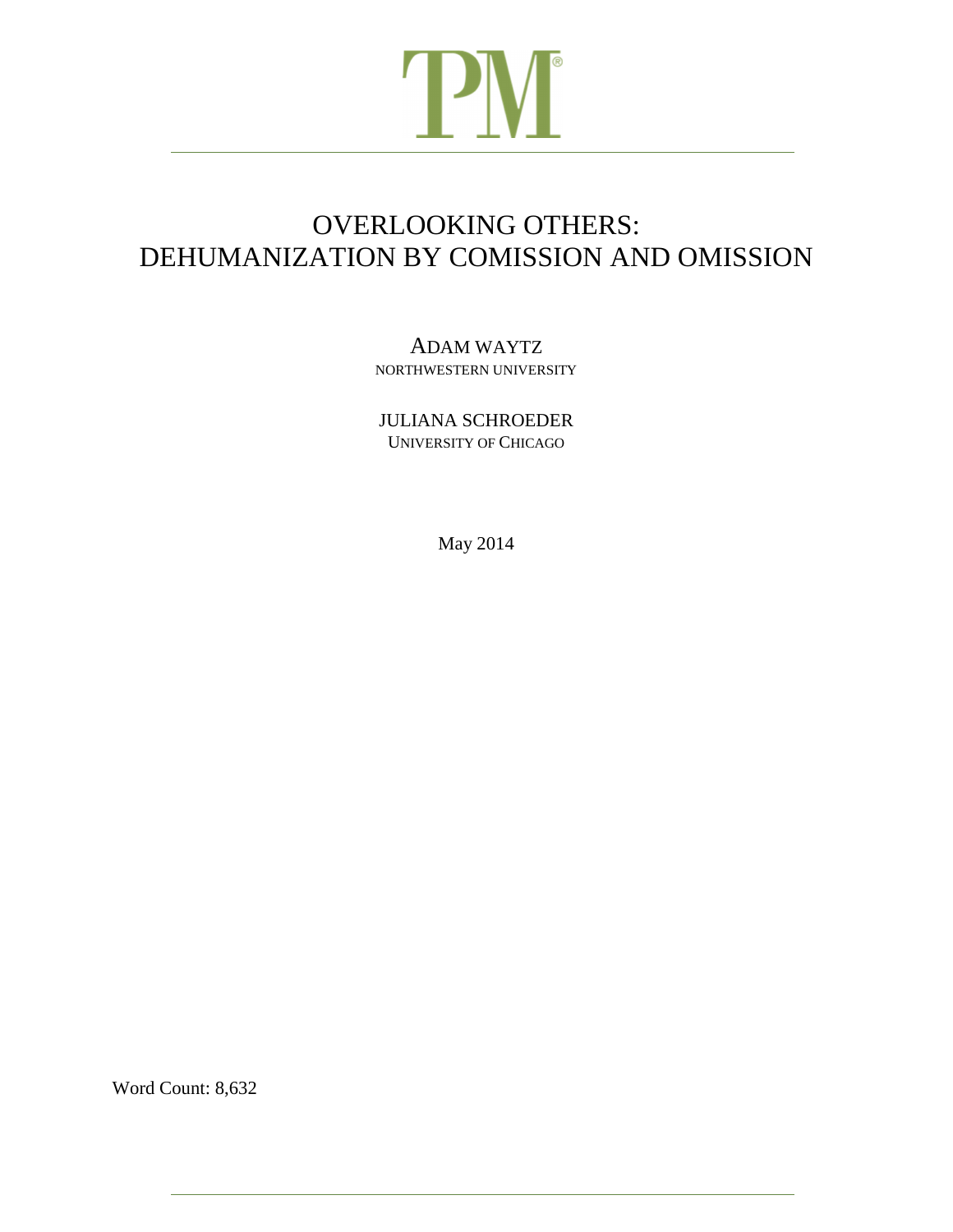TPM®

# OVERLOOKING OTHERS: DEHUMANIZATION BY COMISSION AND OMISSION

ADAM WAYTZ
NORTHWESTERN UNIVERSITY

JULIANA SCHROEDER
UNIVERSITY OF CHICAGO

May 2014

Word Count: 8,632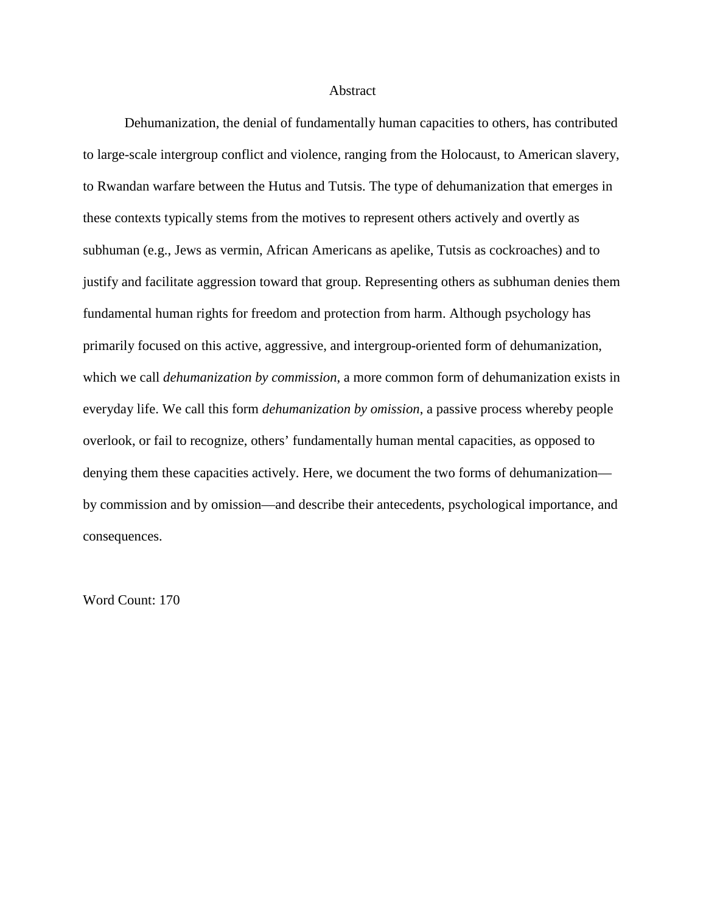# Abstract

Dehumanization, the denial of fundamentally human capacities to others, has contributed to large-scale intergroup conflict and violence, ranging from the Holocaust, to American slavery, to Rwandan warfare between the Hutus and Tutsis. The type of dehumanization that emerges in these contexts typically stems from the motives to represent others actively and overtly as subhuman (e.g., Jews as vermin, African Americans as apelike, Tutsis as cockroaches) and to justify and facilitate aggression toward that group. Representing others as subhuman denies them fundamental human rights for freedom and protection from harm. Although psychology has primarily focused on this active, aggressive, and intergroup-oriented form of dehumanization, which we call *dehumanization by commission*, a more common form of dehumanization exists in everyday life. We call this form *dehumanization by omission*, a passive process whereby people overlook, or fail to recognize, others' fundamentally human mental capacities, as opposed to denying them these capacities actively. Here, we document the two forms of dehumanization—by commission and by omission—and describe their antecedents, psychological importance, and consequences.

Word Count: 170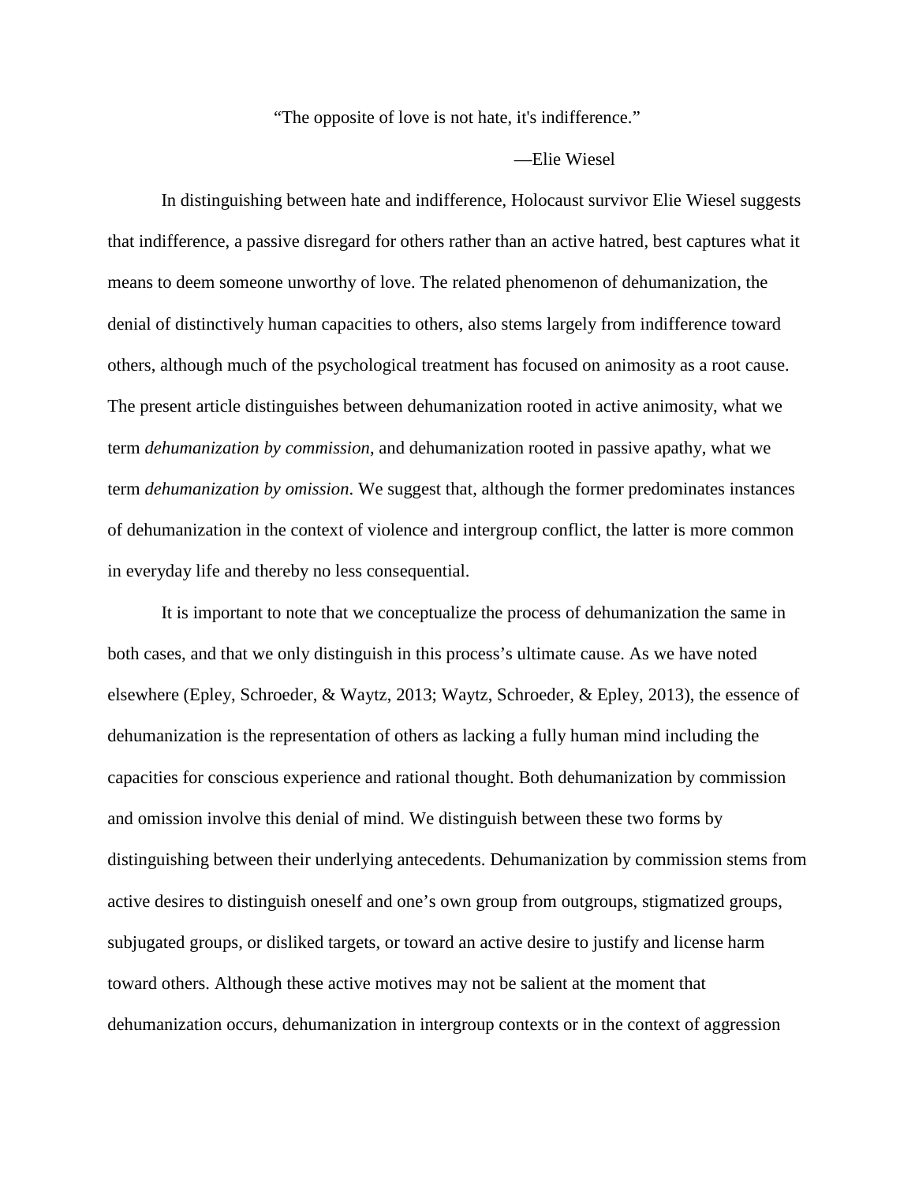"The opposite of love is not hate, it's indifference."

—Elie Wiesel

In distinguishing between hate and indifference, Holocaust survivor Elie Wiesel suggests that indifference, a passive disregard for others rather than an active hatred, best captures what it means to deem someone unworthy of love. The related phenomenon of dehumanization, the denial of distinctively human capacities to others, also stems largely from indifference toward others, although much of the psychological treatment has focused on animosity as a root cause. The present article distinguishes between dehumanization rooted in active animosity, what we term *dehumanization by commission*, and dehumanization rooted in passive apathy, what we term *dehumanization by omission*. We suggest that, although the former predominates instances of dehumanization in the context of violence and intergroup conflict, the latter is more common in everyday life and thereby no less consequential.

It is important to note that we conceptualize the process of dehumanization the same in both cases, and that we only distinguish in this process's ultimate cause. As we have noted elsewhere (Epley, Schroeder, & Waytz, 2013; Waytz, Schroeder, & Epley, 2013), the essence of dehumanization is the representation of others as lacking a fully human mind including the capacities for conscious experience and rational thought. Both dehumanization by commission and omission involve this denial of mind. We distinguish between these two forms by distinguishing between their underlying antecedents. Dehumanization by commission stems from active desires to distinguish oneself and one's own group from outgroups, stigmatized groups, subjugated groups, or disliked targets, or toward an active desire to justify and license harm toward others. Although these active motives may not be salient at the moment that dehumanization occurs, dehumanization in intergroup contexts or in the context of aggression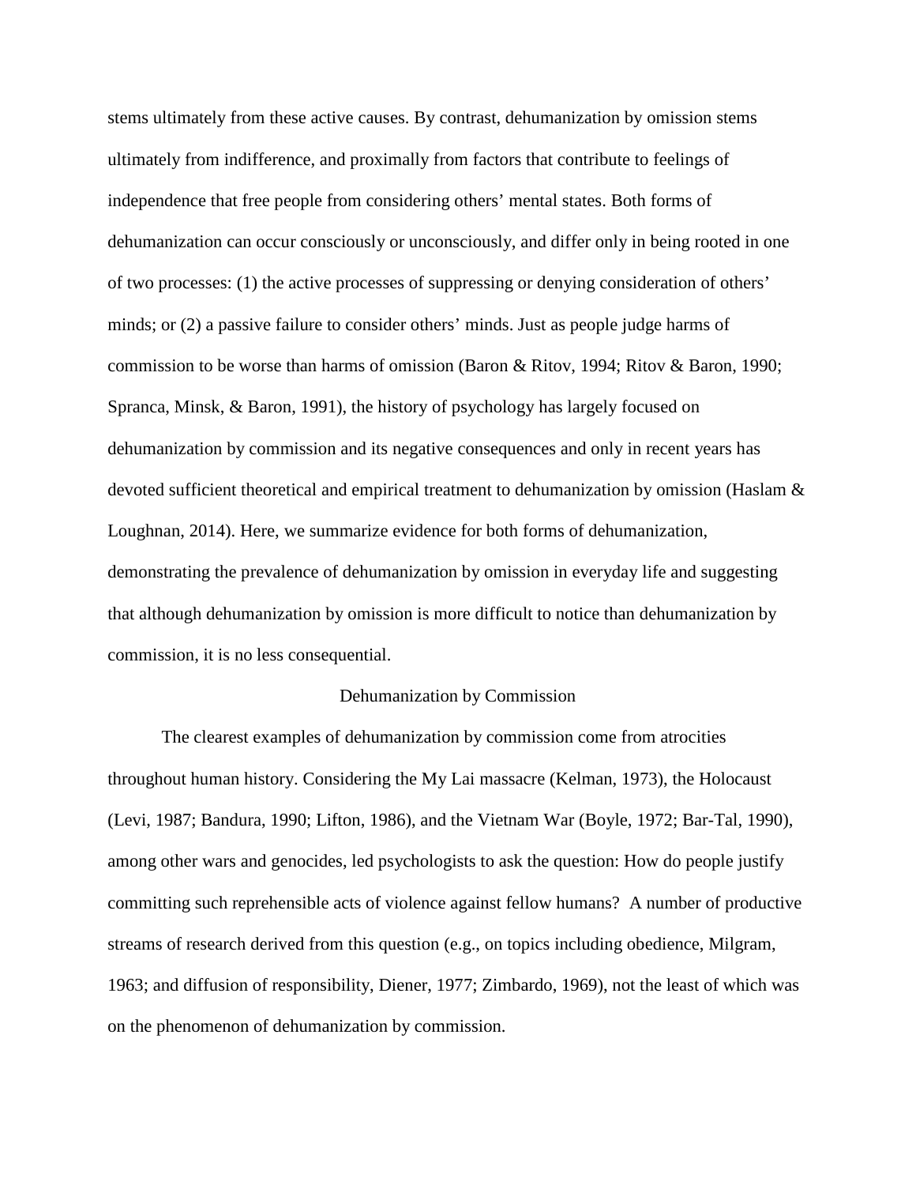stems ultimately from these active causes. By contrast, dehumanization by omission stems ultimately from indifference, and proximally from factors that contribute to feelings of independence that free people from considering others' mental states. Both forms of dehumanization can occur consciously or unconsciously, and differ only in being rooted in one of two processes: (1) the active processes of suppressing or denying consideration of others' minds; or (2) a passive failure to consider others' minds. Just as people judge harms of commission to be worse than harms of omission (Baron & Ritov, 1994; Ritov & Baron, 1990; Spranca, Minsk, & Baron, 1991), the history of psychology has largely focused on dehumanization by commission and its negative consequences and only in recent years has devoted sufficient theoretical and empirical treatment to dehumanization by omission (Haslam & Loughnan, 2014). Here, we summarize evidence for both forms of dehumanization, demonstrating the prevalence of dehumanization by omission in everyday life and suggesting that although dehumanization by omission is more difficult to notice than dehumanization by commission, it is no less consequential.

## Dehumanization by Commission

The clearest examples of dehumanization by commission come from atrocities throughout human history. Considering the My Lai massacre (Kelman, 1973), the Holocaust (Levi, 1987; Bandura, 1990; Lifton, 1986), and the Vietnam War (Boyle, 1972; Bar-Tal, 1990), among other wars and genocides, led psychologists to ask the question: How do people justify committing such reprehensible acts of violence against fellow humans? A number of productive streams of research derived from this question (e.g., on topics including obedience, Milgram, 1963; and diffusion of responsibility, Diener, 1977; Zimbardo, 1969), not the least of which was on the phenomenon of dehumanization by commission.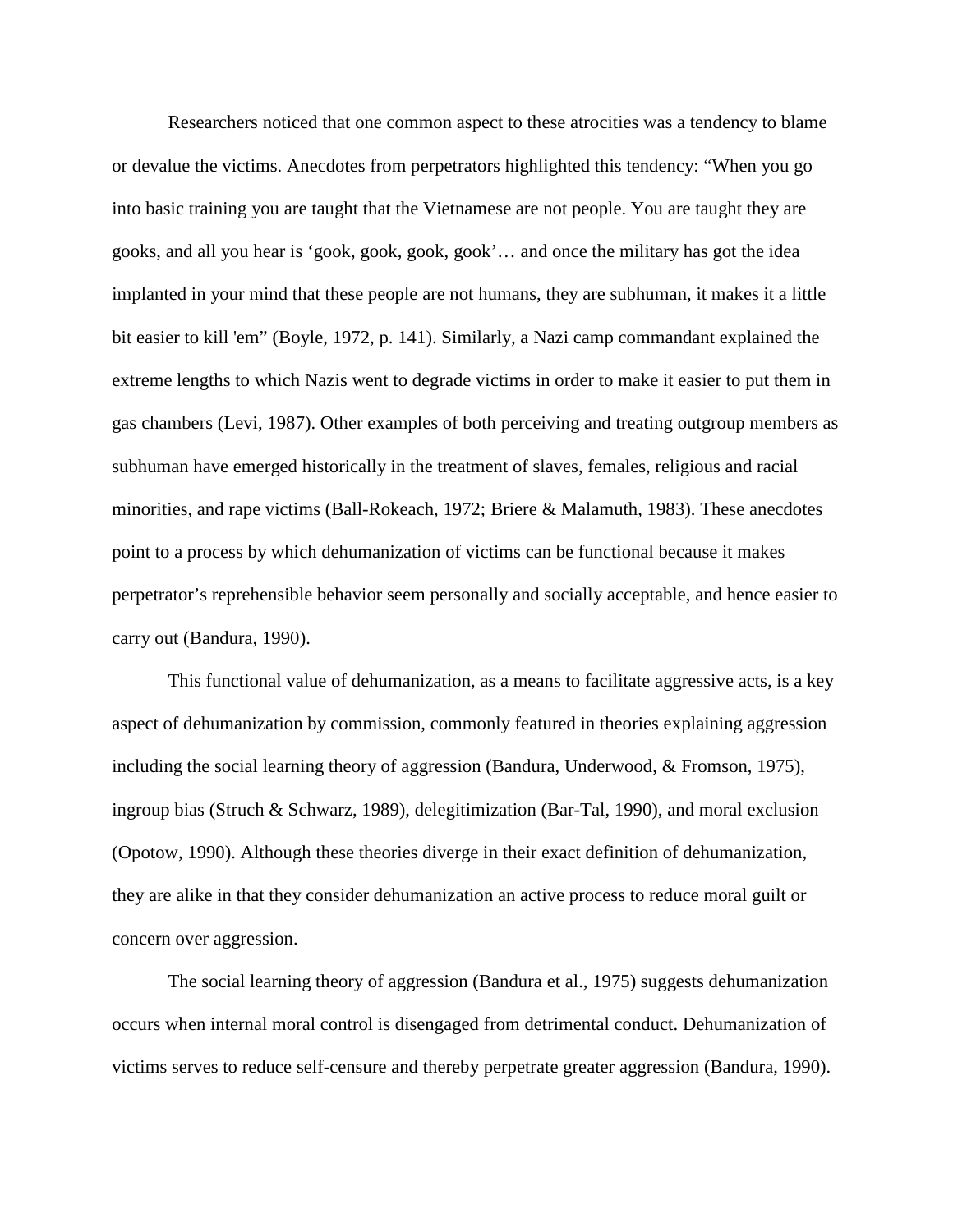Researchers noticed that one common aspect to these atrocities was a tendency to blame or devalue the victims. Anecdotes from perpetrators highlighted this tendency: “When you go into basic training you are taught that the Vietnamese are not people. You are taught they are gooks, and all you hear is ‘gook, gook, gook, gook’… and once the military has got the idea implanted in your mind that these people are not humans, they are subhuman, it makes it a little bit easier to kill 'em” (Boyle, 1972, p. 141). Similarly, a Nazi camp commandant explained the extreme lengths to which Nazis went to degrade victims in order to make it easier to put them in gas chambers (Levi, 1987). Other examples of both perceiving and treating outgroup members as subhuman have emerged historically in the treatment of slaves, females, religious and racial minorities, and rape victims (Ball-Rokeach, 1972; Briere & Malamuth, 1983). These anecdotes point to a process by which dehumanization of victims can be functional because it makes perpetrator’s reprehensible behavior seem personally and socially acceptable, and hence easier to carry out (Bandura, 1990).

This functional value of dehumanization, as a means to facilitate aggressive acts, is a key aspect of dehumanization by commission, commonly featured in theories explaining aggression including the social learning theory of aggression (Bandura, Underwood, & Fromson, 1975), ingroup bias (Struch & Schwarz, 1989), delegitimization (Bar-Tal, 1990), and moral exclusion (Opotow, 1990). Although these theories diverge in their exact definition of dehumanization, they are alike in that they consider dehumanization an active process to reduce moral guilt or concern over aggression.

The social learning theory of aggression (Bandura et al., 1975) suggests dehumanization occurs when internal moral control is disengaged from detrimental conduct. Dehumanization of victims serves to reduce self-censure and thereby perpetrate greater aggression (Bandura, 1990).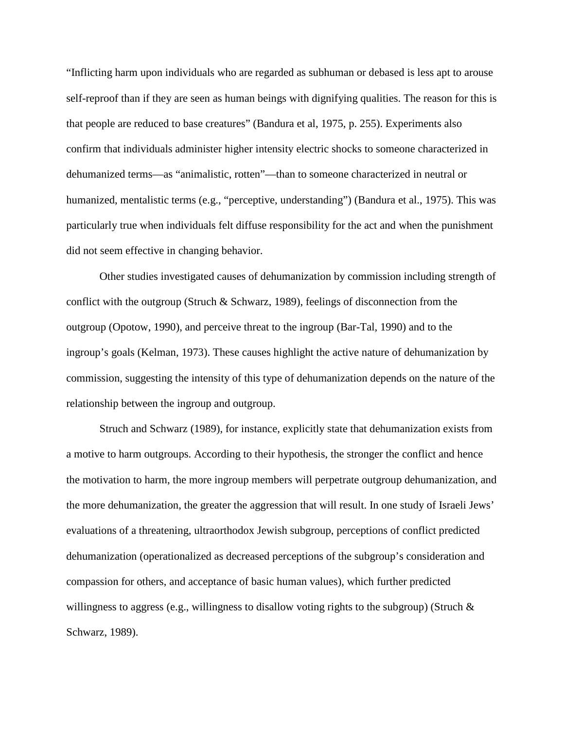"Inflicting harm upon individuals who are regarded as subhuman or debased is less apt to arouse self-reproof than if they are seen as human beings with dignifying qualities. The reason for this is that people are reduced to base creatures" (Bandura et al, 1975, p. 255). Experiments also confirm that individuals administer higher intensity electric shocks to someone characterized in dehumanized terms—as "animalistic, rotten"—than to someone characterized in neutral or humanized, mentalistic terms (e.g., "perceptive, understanding") (Bandura et al., 1975). This was particularly true when individuals felt diffuse responsibility for the act and when the punishment did not seem effective in changing behavior.

Other studies investigated causes of dehumanization by commission including strength of conflict with the outgroup (Struch & Schwarz, 1989), feelings of disconnection from the outgroup (Opotow, 1990), and perceive threat to the ingroup (Bar-Tal, 1990) and to the ingroup's goals (Kelman, 1973). These causes highlight the active nature of dehumanization by commission, suggesting the intensity of this type of dehumanization depends on the nature of the relationship between the ingroup and outgroup.

Struch and Schwarz (1989), for instance, explicitly state that dehumanization exists from a motive to harm outgroups. According to their hypothesis, the stronger the conflict and hence the motivation to harm, the more ingroup members will perpetrate outgroup dehumanization, and the more dehumanization, the greater the aggression that will result. In one study of Israeli Jews' evaluations of a threatening, ultraorthodox Jewish subgroup, perceptions of conflict predicted dehumanization (operationalized as decreased perceptions of the subgroup's consideration and compassion for others, and acceptance of basic human values), which further predicted willingness to aggress (e.g., willingness to disallow voting rights to the subgroup) (Struch & Schwarz, 1989).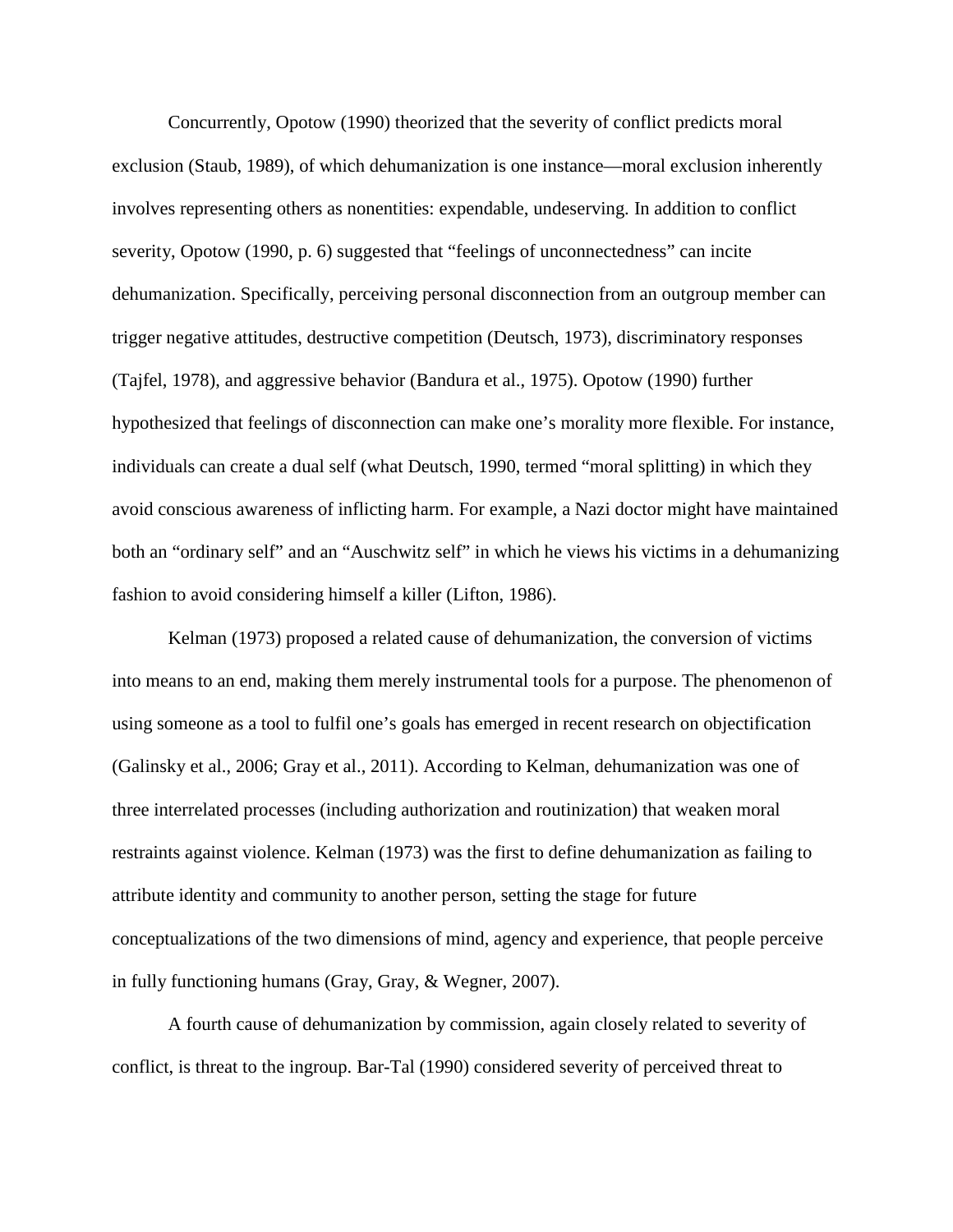Concurrently, Opotow (1990) theorized that the severity of conflict predicts moral exclusion (Staub, 1989), of which dehumanization is one instance—moral exclusion inherently involves representing others as nonentities: expendable, undeserving. In addition to conflict severity, Opotow (1990, p. 6) suggested that "feelings of unconnectedness" can incite dehumanization. Specifically, perceiving personal disconnection from an outgroup member can trigger negative attitudes, destructive competition (Deutsch, 1973), discriminatory responses (Tajfel, 1978), and aggressive behavior (Bandura et al., 1975). Opotow (1990) further hypothesized that feelings of disconnection can make one's morality more flexible. For instance, individuals can create a dual self (what Deutsch, 1990, termed "moral splitting) in which they avoid conscious awareness of inflicting harm. For example, a Nazi doctor might have maintained both an "ordinary self" and an "Auschwitz self" in which he views his victims in a dehumanizing fashion to avoid considering himself a killer (Lifton, 1986).

Kelman (1973) proposed a related cause of dehumanization, the conversion of victims into means to an end, making them merely instrumental tools for a purpose. The phenomenon of using someone as a tool to fulfil one's goals has emerged in recent research on objectification (Galinsky et al., 2006; Gray et al., 2011). According to Kelman, dehumanization was one of three interrelated processes (including authorization and routinization) that weaken moral restraints against violence. Kelman (1973) was the first to define dehumanization as failing to attribute identity and community to another person, setting the stage for future conceptualizations of the two dimensions of mind, agency and experience, that people perceive in fully functioning humans (Gray, Gray, & Wegner, 2007).

A fourth cause of dehumanization by commission, again closely related to severity of conflict, is threat to the ingroup. Bar-Tal (1990) considered severity of perceived threat to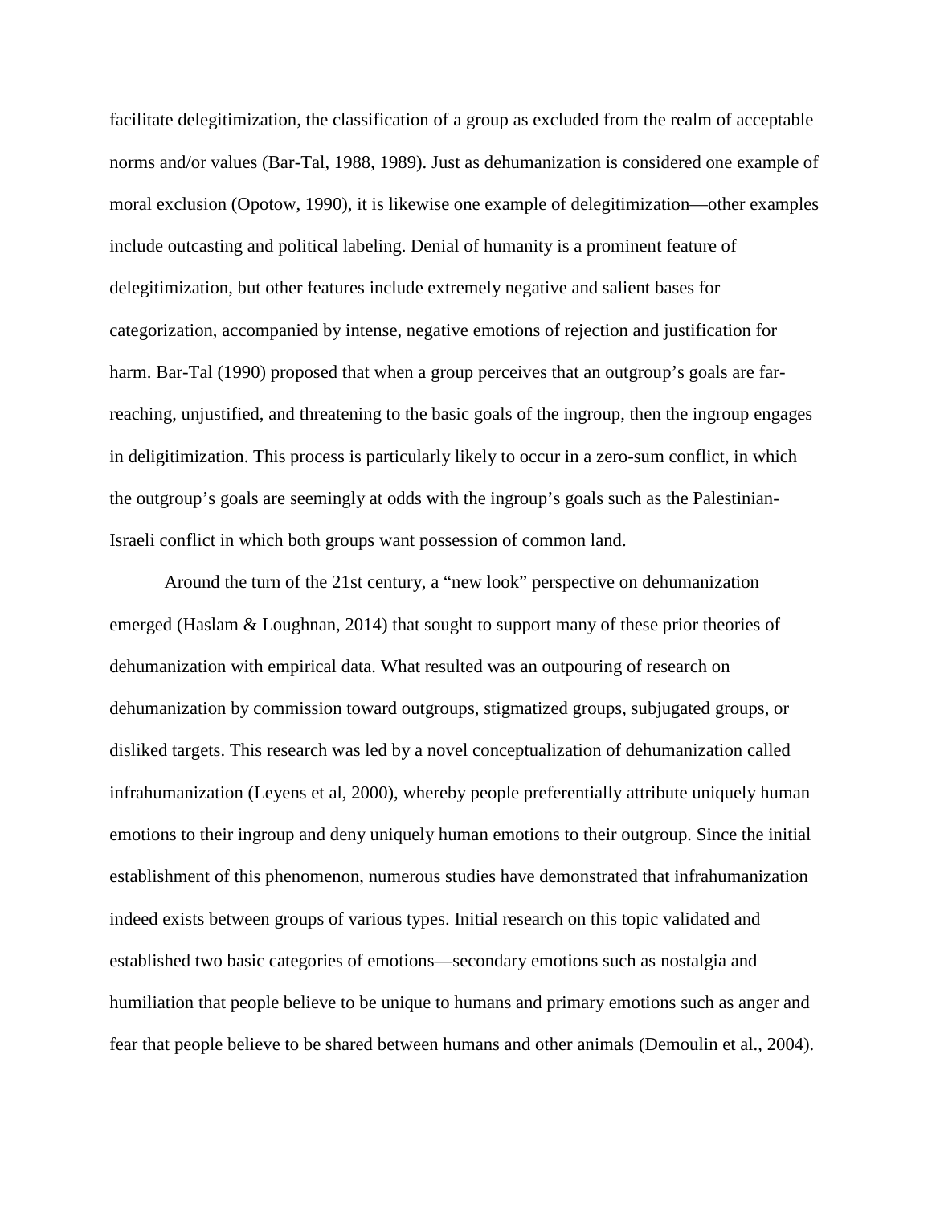facilitate delegitimization, the classification of a group as excluded from the realm of acceptable norms and/or values (Bar-Tal, 1988, 1989). Just as dehumanization is considered one example of moral exclusion (Opotow, 1990), it is likewise one example of delegitimization—other examples include outcasting and political labeling. Denial of humanity is a prominent feature of delegitimization, but other features include extremely negative and salient bases for categorization, accompanied by intense, negative emotions of rejection and justification for harm. Bar-Tal (1990) proposed that when a group perceives that an outgroup's goals are far-reaching, unjustified, and threatening to the basic goals of the ingroup, then the ingroup engages in deligitimization. This process is particularly likely to occur in a zero-sum conflict, in which the outgroup's goals are seemingly at odds with the ingroup's goals such as the Palestinian-Israeli conflict in which both groups want possession of common land.

Around the turn of the 21st century, a "new look" perspective on dehumanization emerged (Haslam & Loughnan, 2014) that sought to support many of these prior theories of dehumanization with empirical data. What resulted was an outpouring of research on dehumanization by commission toward outgroups, stigmatized groups, subjugated groups, or disliked targets. This research was led by a novel conceptualization of dehumanization called infrahumanization (Leyens et al, 2000), whereby people preferentially attribute uniquely human emotions to their ingroup and deny uniquely human emotions to their outgroup. Since the initial establishment of this phenomenon, numerous studies have demonstrated that infrahumanization indeed exists between groups of various types. Initial research on this topic validated and established two basic categories of emotions—secondary emotions such as nostalgia and humiliation that people believe to be unique to humans and primary emotions such as anger and fear that people believe to be shared between humans and other animals (Demoulin et al., 2004).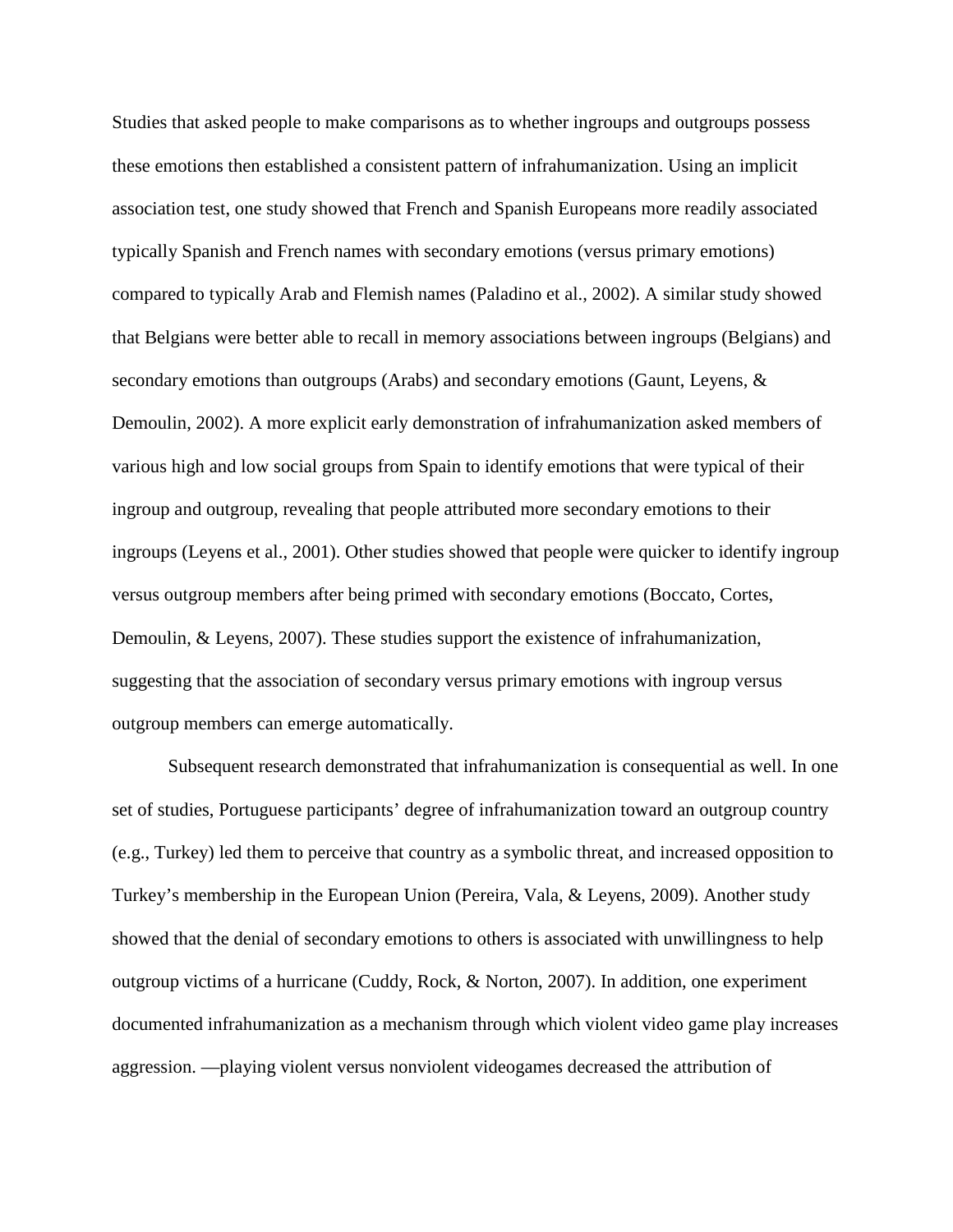Studies that asked people to make comparisons as to whether ingroups and outgroups possess these emotions then established a consistent pattern of infrahumanization. Using an implicit association test, one study showed that French and Spanish Europeans more readily associated typically Spanish and French names with secondary emotions (versus primary emotions) compared to typically Arab and Flemish names (Paladino et al., 2002). A similar study showed that Belgians were better able to recall in memory associations between ingroups (Belgians) and secondary emotions than outgroups (Arabs) and secondary emotions (Gaunt, Leyens, & Demoulin, 2002). A more explicit early demonstration of infrahumanization asked members of various high and low social groups from Spain to identify emotions that were typical of their ingroup and outgroup, revealing that people attributed more secondary emotions to their ingroups (Leyens et al., 2001). Other studies showed that people were quicker to identify ingroup versus outgroup members after being primed with secondary emotions (Boccato, Cortes, Demoulin, & Leyens, 2007). These studies support the existence of infrahumanization, suggesting that the association of secondary versus primary emotions with ingroup versus outgroup members can emerge automatically.

Subsequent research demonstrated that infrahumanization is consequential as well. In one set of studies, Portuguese participants' degree of infrahumanization toward an outgroup country (e.g., Turkey) led them to perceive that country as a symbolic threat, and increased opposition to Turkey's membership in the European Union (Pereira, Vala, & Leyens, 2009). Another study showed that the denial of secondary emotions to others is associated with unwillingness to help outgroup victims of a hurricane (Cuddy, Rock, & Norton, 2007). In addition, one experiment documented infrahumanization as a mechanism through which violent video game play increases aggression. —playing violent versus nonviolent videogames decreased the attribution of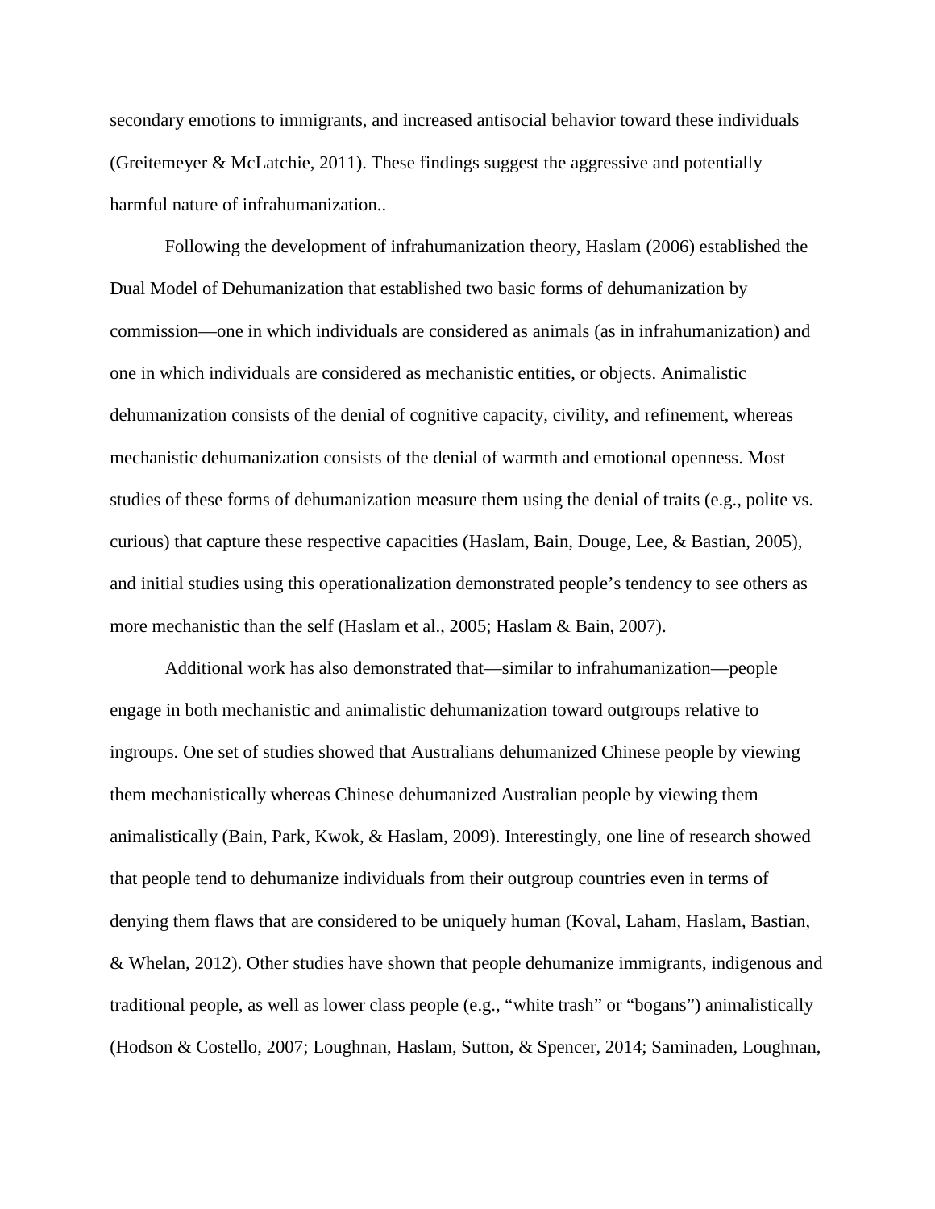secondary emotions to immigrants, and increased antisocial behavior toward these individuals (Greitemeyer & McLatchie, 2011). These findings suggest the aggressive and potentially harmful nature of infrahumanization..

Following the development of infrahumanization theory, Haslam (2006) established the Dual Model of Dehumanization that established two basic forms of dehumanization by commission—one in which individuals are considered as animals (as in infrahumanization) and one in which individuals are considered as mechanistic entities, or objects. Animalistic dehumanization consists of the denial of cognitive capacity, civility, and refinement, whereas mechanistic dehumanization consists of the denial of warmth and emotional openness. Most studies of these forms of dehumanization measure them using the denial of traits (e.g., polite vs. curious) that capture these respective capacities (Haslam, Bain, Douge, Lee, & Bastian, 2005), and initial studies using this operationalization demonstrated people's tendency to see others as more mechanistic than the self (Haslam et al., 2005; Haslam & Bain, 2007).

Additional work has also demonstrated that—similar to infrahumanization—people engage in both mechanistic and animalistic dehumanization toward outgroups relative to ingroups. One set of studies showed that Australians dehumanized Chinese people by viewing them mechanistically whereas Chinese dehumanized Australian people by viewing them animalistically (Bain, Park, Kwok, & Haslam, 2009). Interestingly, one line of research showed that people tend to dehumanize individuals from their outgroup countries even in terms of denying them flaws that are considered to be uniquely human (Koval, Laham, Haslam, Bastian, & Whelan, 2012). Other studies have shown that people dehumanize immigrants, indigenous and traditional people, as well as lower class people (e.g., "white trash" or "bogans") animalistically (Hodson & Costello, 2007; Loughnan, Haslam, Sutton, & Spencer, 2014; Saminaden, Loughnan,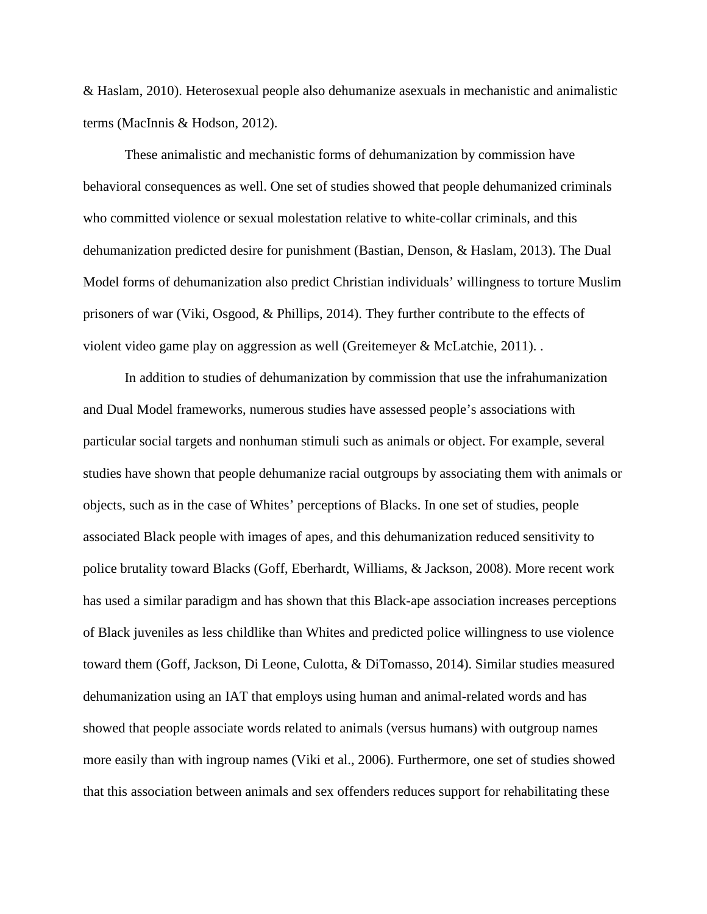& Haslam, 2010). Heterosexual people also dehumanize asexuals in mechanistic and animalistic terms (MacInnis & Hodson, 2012).

These animalistic and mechanistic forms of dehumanization by commission have behavioral consequences as well. One set of studies showed that people dehumanized criminals who committed violence or sexual molestation relative to white-collar criminals, and this dehumanization predicted desire for punishment (Bastian, Denson, & Haslam, 2013). The Dual Model forms of dehumanization also predict Christian individuals' willingness to torture Muslim prisoners of war (Viki, Osgood, & Phillips, 2014). They further contribute to the effects of violent video game play on aggression as well (Greitemeyer & McLatchie, 2011). .

In addition to studies of dehumanization by commission that use the infrahumanization and Dual Model frameworks, numerous studies have assessed people's associations with particular social targets and nonhuman stimuli such as animals or object. For example, several studies have shown that people dehumanize racial outgroups by associating them with animals or objects, such as in the case of Whites' perceptions of Blacks. In one set of studies, people associated Black people with images of apes, and this dehumanization reduced sensitivity to police brutality toward Blacks (Goff, Eberhardt, Williams, & Jackson, 2008). More recent work has used a similar paradigm and has shown that this Black-ape association increases perceptions of Black juveniles as less childlike than Whites and predicted police willingness to use violence toward them (Goff, Jackson, Di Leone, Culotta, & DiTomasso, 2014). Similar studies measured dehumanization using an IAT that employs using human and animal-related words and has showed that people associate words related to animals (versus humans) with outgroup names more easily than with ingroup names (Viki et al., 2006). Furthermore, one set of studies showed that this association between animals and sex offenders reduces support for rehabilitating these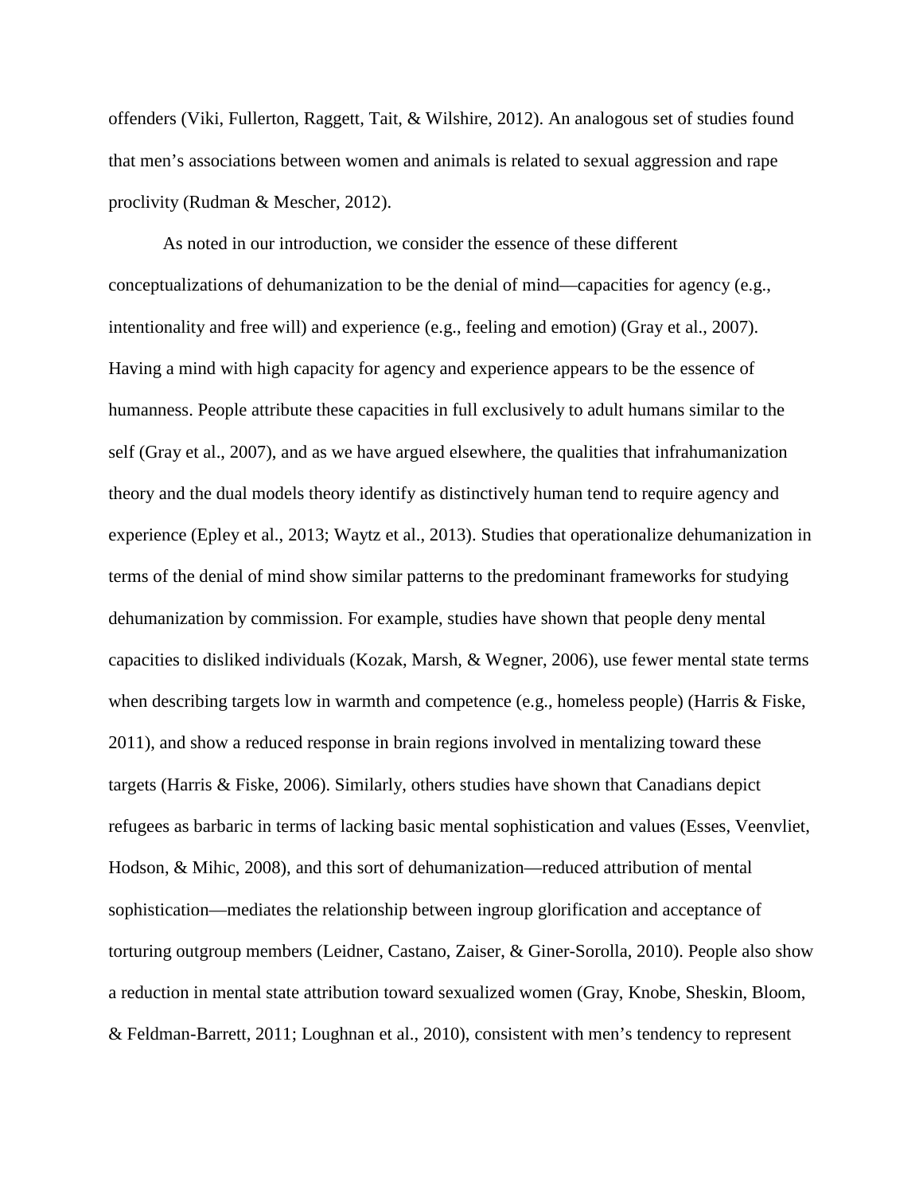offenders (Viki, Fullerton, Raggett, Tait, & Wilshire, 2012). An analogous set of studies found that men's associations between women and animals is related to sexual aggression and rape proclivity (Rudman & Mescher, 2012).

As noted in our introduction, we consider the essence of these different conceptualizations of dehumanization to be the denial of mind—capacities for agency (e.g., intentionality and free will) and experience (e.g., feeling and emotion) (Gray et al., 2007). Having a mind with high capacity for agency and experience appears to be the essence of humanness. People attribute these capacities in full exclusively to adult humans similar to the self (Gray et al., 2007), and as we have argued elsewhere, the qualities that infrahumanization theory and the dual models theory identify as distinctively human tend to require agency and experience (Epley et al., 2013; Waytz et al., 2013). Studies that operationalize dehumanization in terms of the denial of mind show similar patterns to the predominant frameworks for studying dehumanization by commission. For example, studies have shown that people deny mental capacities to disliked individuals (Kozak, Marsh, & Wegner, 2006), use fewer mental state terms when describing targets low in warmth and competence (e.g., homeless people) (Harris & Fiske, 2011), and show a reduced response in brain regions involved in mentalizing toward these targets (Harris & Fiske, 2006). Similarly, others studies have shown that Canadians depict refugees as barbaric in terms of lacking basic mental sophistication and values (Esses, Veenvliet, Hodson, & Mihic, 2008), and this sort of dehumanization—reduced attribution of mental sophistication—mediates the relationship between ingroup glorification and acceptance of torturing outgroup members (Leidner, Castano, Zaiser, & Giner-Sorolla, 2010). People also show a reduction in mental state attribution toward sexualized women (Gray, Knobe, Sheskin, Bloom, & Feldman-Barrett, 2011; Loughnan et al., 2010), consistent with men's tendency to represent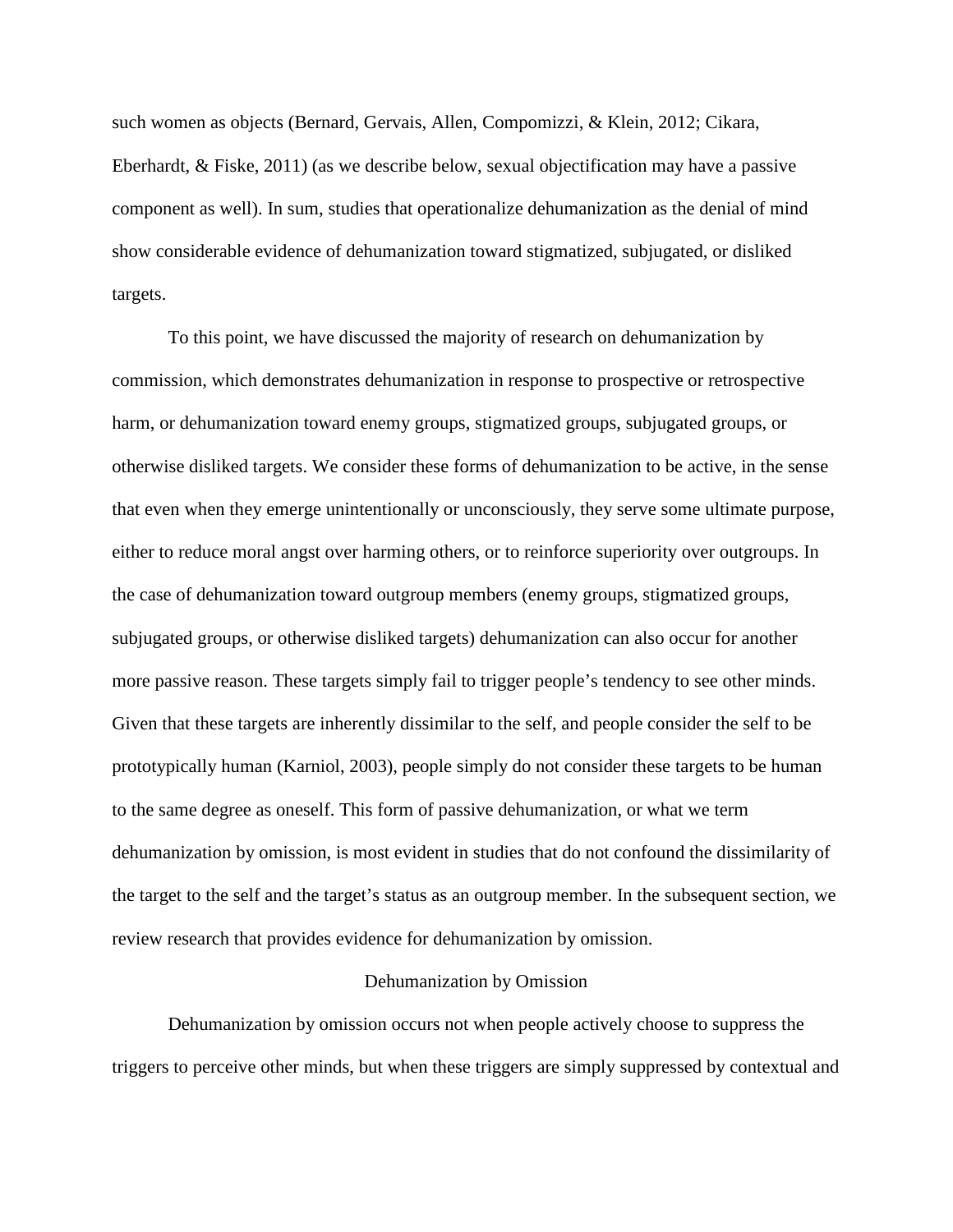such women as objects (Bernard, Gervais, Allen, Compomizzi, & Klein, 2012; Cikara, Eberhardt, & Fiske, 2011) (as we describe below, sexual objectification may have a passive component as well). In sum, studies that operationalize dehumanization as the denial of mind show considerable evidence of dehumanization toward stigmatized, subjugated, or disliked targets.

To this point, we have discussed the majority of research on dehumanization by commission, which demonstrates dehumanization in response to prospective or retrospective harm, or dehumanization toward enemy groups, stigmatized groups, subjugated groups, or otherwise disliked targets. We consider these forms of dehumanization to be active, in the sense that even when they emerge unintentionally or unconsciously, they serve some ultimate purpose, either to reduce moral angst over harming others, or to reinforce superiority over outgroups. In the case of dehumanization toward outgroup members (enemy groups, stigmatized groups, subjugated groups, or otherwise disliked targets) dehumanization can also occur for another more passive reason. These targets simply fail to trigger people's tendency to see other minds. Given that these targets are inherently dissimilar to the self, and people consider the self to be prototypically human (Karniol, 2003), people simply do not consider these targets to be human to the same degree as oneself. This form of passive dehumanization, or what we term dehumanization by omission, is most evident in studies that do not confound the dissimilarity of the target to the self and the target's status as an outgroup member. In the subsequent section, we review research that provides evidence for dehumanization by omission.

## Dehumanization by Omission

Dehumanization by omission occurs not when people actively choose to suppress the triggers to perceive other minds, but when these triggers are simply suppressed by contextual and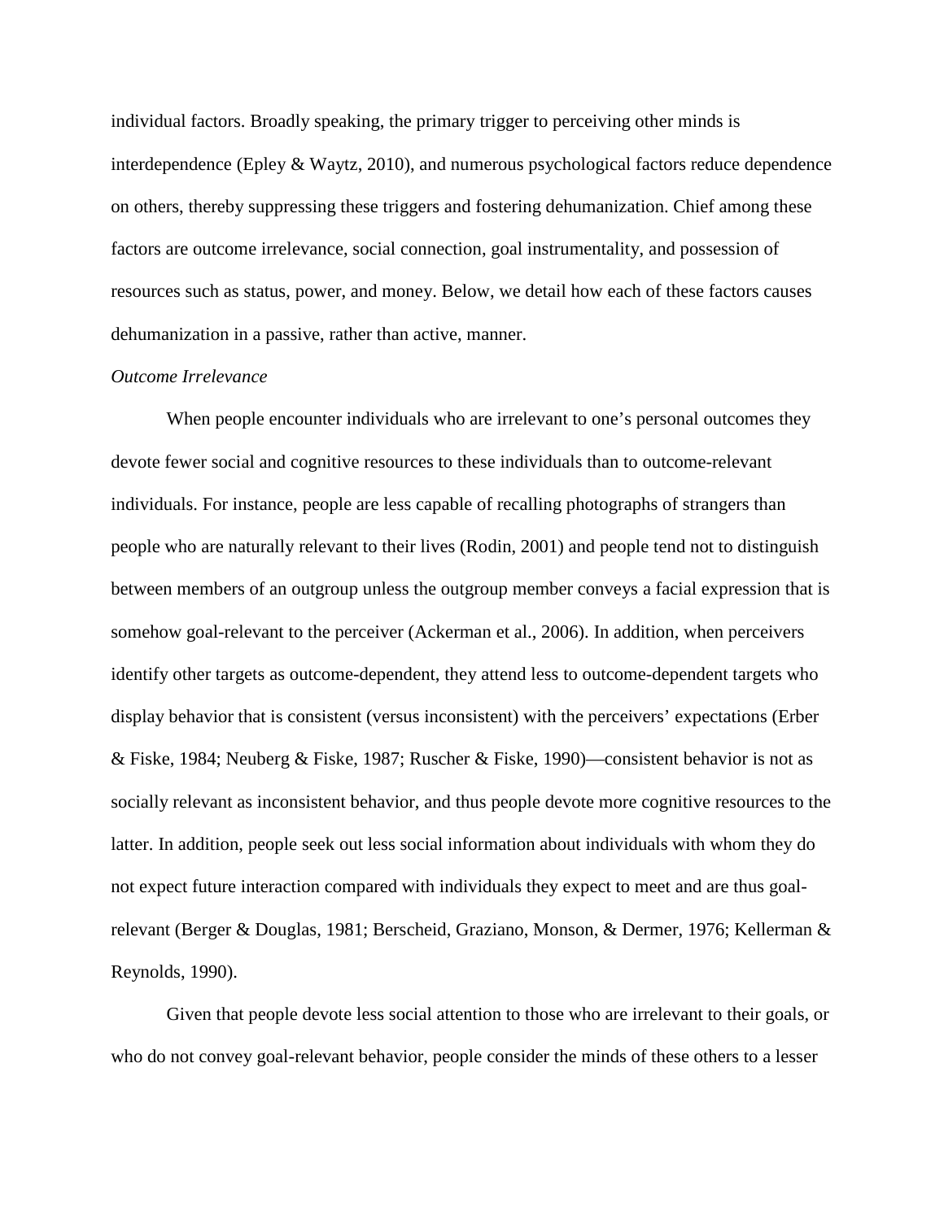individual factors. Broadly speaking, the primary trigger to perceiving other minds is interdependence (Epley & Waytz, 2010), and numerous psychological factors reduce dependence on others, thereby suppressing these triggers and fostering dehumanization. Chief among these factors are outcome irrelevance, social connection, goal instrumentality, and possession of resources such as status, power, and money. Below, we detail how each of these factors causes dehumanization in a passive, rather than active, manner.

*Outcome Irrelevance*

When people encounter individuals who are irrelevant to one's personal outcomes they devote fewer social and cognitive resources to these individuals than to outcome-relevant individuals. For instance, people are less capable of recalling photographs of strangers than people who are naturally relevant to their lives (Rodin, 2001) and people tend not to distinguish between members of an outgroup unless the outgroup member conveys a facial expression that is somehow goal-relevant to the perceiver (Ackerman et al., 2006). In addition, when perceivers identify other targets as outcome-dependent, they attend less to outcome-dependent targets who display behavior that is consistent (versus inconsistent) with the perceivers' expectations (Erber & Fiske, 1984; Neuberg & Fiske, 1987; Ruscher & Fiske, 1990)—consistent behavior is not as socially relevant as inconsistent behavior, and thus people devote more cognitive resources to the latter. In addition, people seek out less social information about individuals with whom they do not expect future interaction compared with individuals they expect to meet and are thus goal-relevant (Berger & Douglas, 1981; Berscheid, Graziano, Monson, & Dermer, 1976; Kellerman & Reynolds, 1990).

Given that people devote less social attention to those who are irrelevant to their goals, or who do not convey goal-relevant behavior, people consider the minds of these others to a lesser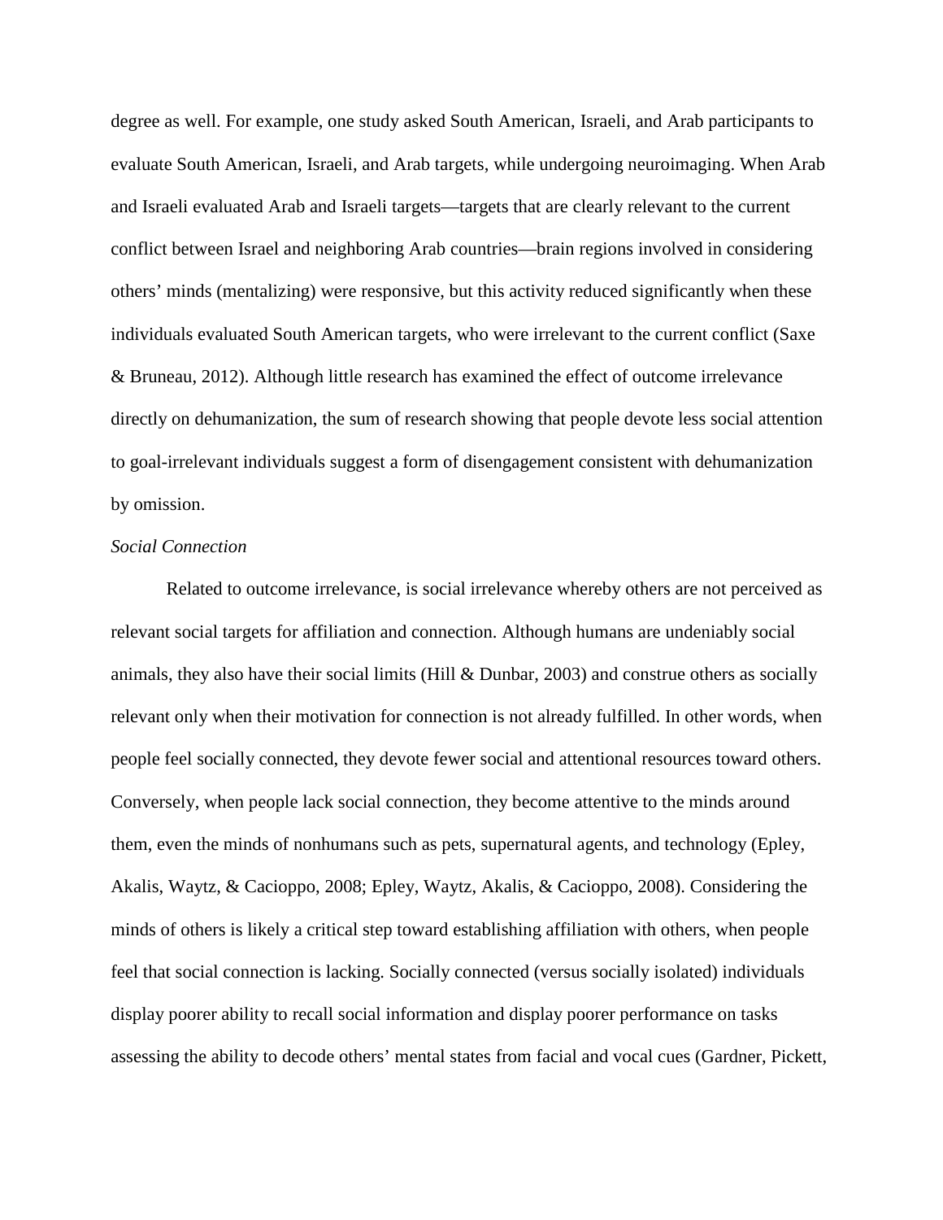degree as well. For example, one study asked South American, Israeli, and Arab participants to evaluate South American, Israeli, and Arab targets, while undergoing neuroimaging. When Arab and Israeli evaluated Arab and Israeli targets—targets that are clearly relevant to the current conflict between Israel and neighboring Arab countries—brain regions involved in considering others' minds (mentalizing) were responsive, but this activity reduced significantly when these individuals evaluated South American targets, who were irrelevant to the current conflict (Saxe & Bruneau, 2012). Although little research has examined the effect of outcome irrelevance directly on dehumanization, the sum of research showing that people devote less social attention to goal-irrelevant individuals suggest a form of disengagement consistent with dehumanization by omission.

*Social Connection*

Related to outcome irrelevance, is social irrelevance whereby others are not perceived as relevant social targets for affiliation and connection. Although humans are undeniably social animals, they also have their social limits (Hill & Dunbar, 2003) and construe others as socially relevant only when their motivation for connection is not already fulfilled. In other words, when people feel socially connected, they devote fewer social and attentional resources toward others. Conversely, when people lack social connection, they become attentive to the minds around them, even the minds of nonhumans such as pets, supernatural agents, and technology (Epley, Akalis, Waytz, & Cacioppo, 2008; Epley, Waytz, Akalis, & Cacioppo, 2008). Considering the minds of others is likely a critical step toward establishing affiliation with others, when people feel that social connection is lacking. Socially connected (versus socially isolated) individuals display poorer ability to recall social information and display poorer performance on tasks assessing the ability to decode others' mental states from facial and vocal cues (Gardner, Pickett,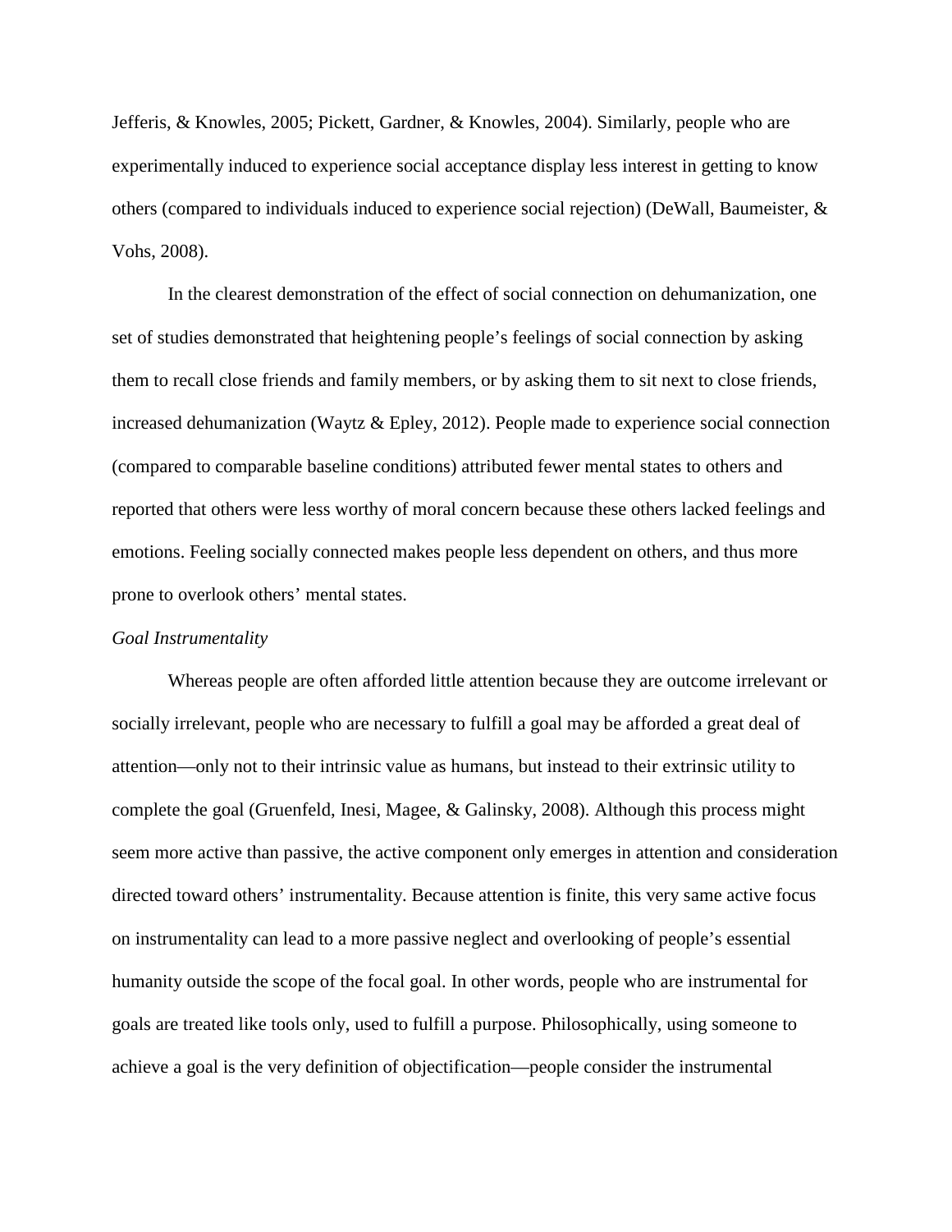Jefferis, & Knowles, 2005; Pickett, Gardner, & Knowles, 2004). Similarly, people who are experimentally induced to experience social acceptance display less interest in getting to know others (compared to individuals induced to experience social rejection) (DeWall, Baumeister, & Vohs, 2008).

In the clearest demonstration of the effect of social connection on dehumanization, one set of studies demonstrated that heightening people's feelings of social connection by asking them to recall close friends and family members, or by asking them to sit next to close friends, increased dehumanization (Waytz & Epley, 2012). People made to experience social connection (compared to comparable baseline conditions) attributed fewer mental states to others and reported that others were less worthy of moral concern because these others lacked feelings and emotions. Feeling socially connected makes people less dependent on others, and thus more prone to overlook others' mental states.

*Goal Instrumentality*

Whereas people are often afforded little attention because they are outcome irrelevant or socially irrelevant, people who are necessary to fulfill a goal may be afforded a great deal of attention—only not to their intrinsic value as humans, but instead to their extrinsic utility to complete the goal (Gruenfeld, Inesi, Magee, & Galinsky, 2008). Although this process might seem more active than passive, the active component only emerges in attention and consideration directed toward others' instrumentality. Because attention is finite, this very same active focus on instrumentality can lead to a more passive neglect and overlooking of people's essential humanity outside the scope of the focal goal. In other words, people who are instrumental for goals are treated like tools only, used to fulfill a purpose. Philosophically, using someone to achieve a goal is the very definition of objectification—people consider the instrumental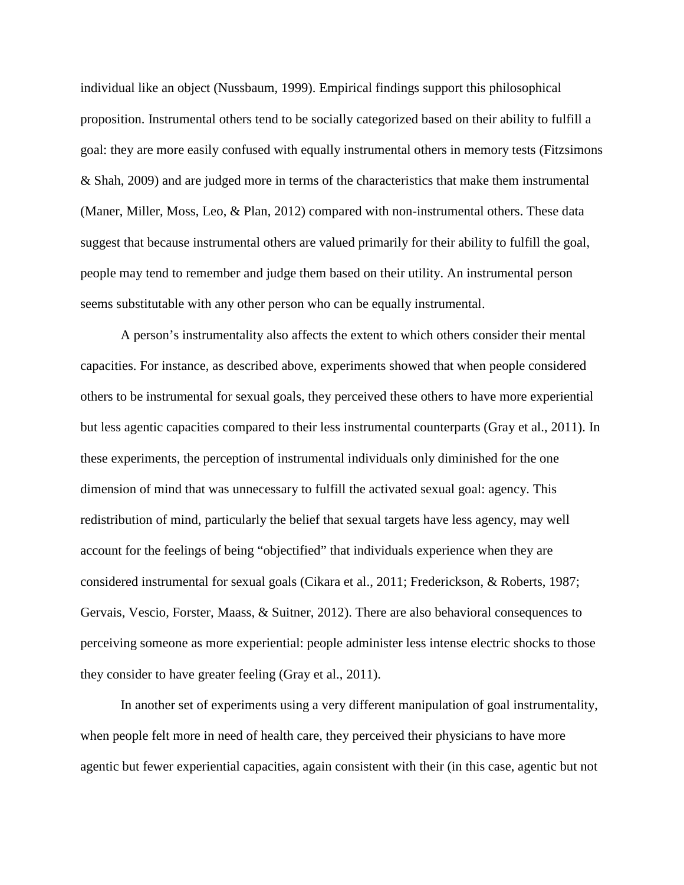individual like an object (Nussbaum, 1999). Empirical findings support this philosophical proposition. Instrumental others tend to be socially categorized based on their ability to fulfill a goal: they are more easily confused with equally instrumental others in memory tests (Fitzsimons & Shah, 2009) and are judged more in terms of the characteristics that make them instrumental (Maner, Miller, Moss, Leo, & Plan, 2012) compared with non-instrumental others. These data suggest that because instrumental others are valued primarily for their ability to fulfill the goal, people may tend to remember and judge them based on their utility. An instrumental person seems substitutable with any other person who can be equally instrumental.

A person's instrumentality also affects the extent to which others consider their mental capacities. For instance, as described above, experiments showed that when people considered others to be instrumental for sexual goals, they perceived these others to have more experiential but less agentic capacities compared to their less instrumental counterparts (Gray et al., 2011). In these experiments, the perception of instrumental individuals only diminished for the one dimension of mind that was unnecessary to fulfill the activated sexual goal: agency. This redistribution of mind, particularly the belief that sexual targets have less agency, may well account for the feelings of being "objectified" that individuals experience when they are considered instrumental for sexual goals (Cikara et al., 2011; Frederickson, & Roberts, 1987; Gervais, Vescio, Forster, Maass, & Suitner, 2012). There are also behavioral consequences to perceiving someone as more experiential: people administer less intense electric shocks to those they consider to have greater feeling (Gray et al., 2011).

In another set of experiments using a very different manipulation of goal instrumentality, when people felt more in need of health care, they perceived their physicians to have more agentic but fewer experiential capacities, again consistent with their (in this case, agentic but not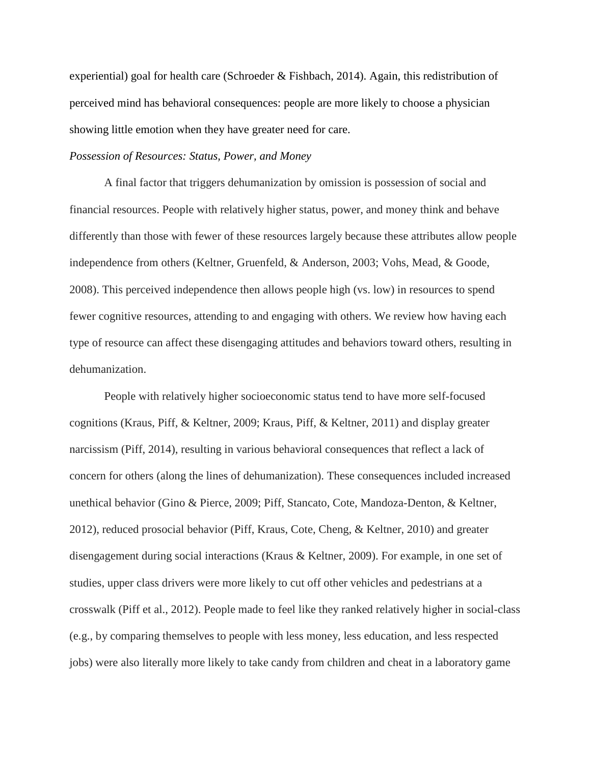experiential) goal for health care (Schroeder & Fishbach, 2014). Again, this redistribution of perceived mind has behavioral consequences: people are more likely to choose a physician showing little emotion when they have greater need for care.

*Possession of Resources: Status, Power, and Money*

A final factor that triggers dehumanization by omission is possession of social and financial resources. People with relatively higher status, power, and money think and behave differently than those with fewer of these resources largely because these attributes allow people independence from others (Keltner, Gruenfeld, & Anderson, 2003; Vohs, Mead, & Goode, 2008). This perceived independence then allows people high (vs. low) in resources to spend fewer cognitive resources, attending to and engaging with others. We review how having each type of resource can affect these disengaging attitudes and behaviors toward others, resulting in dehumanization.

People with relatively higher socioeconomic status tend to have more self-focused cognitions (Kraus, Piff, & Keltner, 2009; Kraus, Piff, & Keltner, 2011) and display greater narcissism (Piff, 2014), resulting in various behavioral consequences that reflect a lack of concern for others (along the lines of dehumanization). These consequences included increased unethical behavior (Gino & Pierce, 2009; Piff, Stancato, Cote, Mandoza-Denton, & Keltner, 2012), reduced prosocial behavior (Piff, Kraus, Cote, Cheng, & Keltner, 2010) and greater disengagement during social interactions (Kraus & Keltner, 2009). For example, in one set of studies, upper class drivers were more likely to cut off other vehicles and pedestrians at a crosswalk (Piff et al., 2012). People made to feel like they ranked relatively higher in social-class (e.g., by comparing themselves to people with less money, less education, and less respected jobs) were also literally more likely to take candy from children and cheat in a laboratory game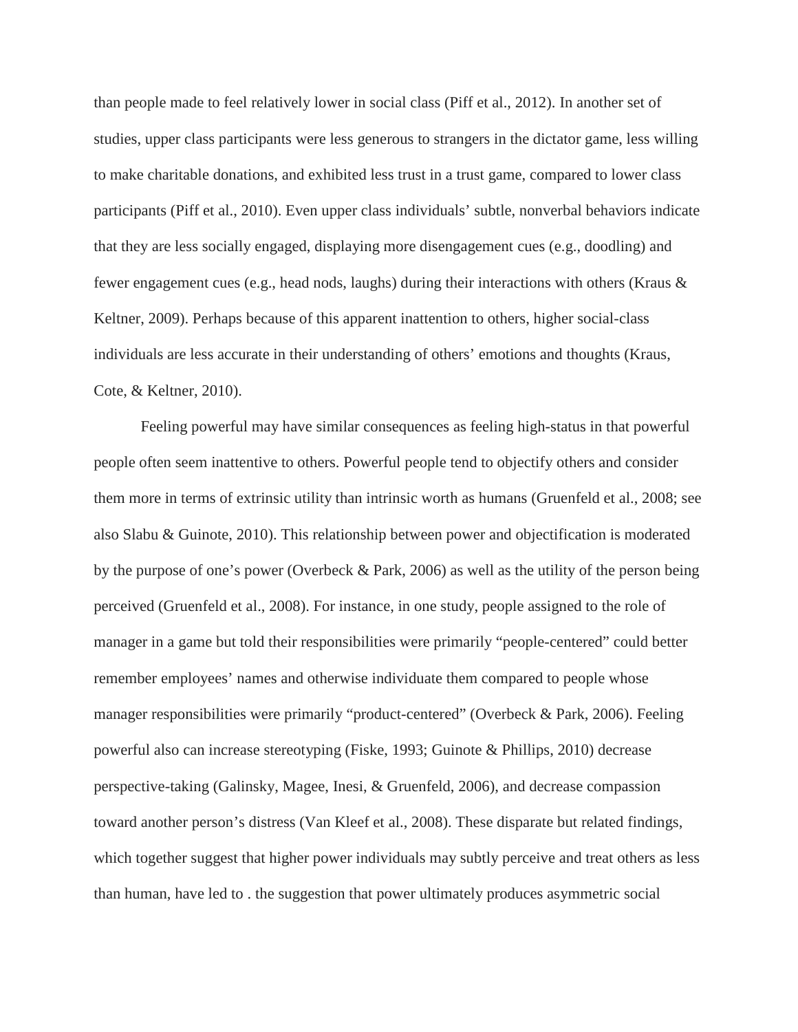than people made to feel relatively lower in social class (Piff et al., 2012). In another set of studies, upper class participants were less generous to strangers in the dictator game, less willing to make charitable donations, and exhibited less trust in a trust game, compared to lower class participants (Piff et al., 2010). Even upper class individuals' subtle, nonverbal behaviors indicate that they are less socially engaged, displaying more disengagement cues (e.g., doodling) and fewer engagement cues (e.g., head nods, laughs) during their interactions with others (Kraus & Keltner, 2009). Perhaps because of this apparent inattention to others, higher social-class individuals are less accurate in their understanding of others' emotions and thoughts (Kraus, Cote, & Keltner, 2010).

Feeling powerful may have similar consequences as feeling high-status in that powerful people often seem inattentive to others. Powerful people tend to objectify others and consider them more in terms of extrinsic utility than intrinsic worth as humans (Gruenfeld et al., 2008; see also Slabu & Guinote, 2010). This relationship between power and objectification is moderated by the purpose of one's power (Overbeck & Park, 2006) as well as the utility of the person being perceived (Gruenfeld et al., 2008). For instance, in one study, people assigned to the role of manager in a game but told their responsibilities were primarily "people-centered" could better remember employees' names and otherwise individuate them compared to people whose manager responsibilities were primarily "product-centered" (Overbeck & Park, 2006). Feeling powerful also can increase stereotyping (Fiske, 1993; Guinote & Phillips, 2010) decrease perspective-taking (Galinsky, Magee, Inesi, & Gruenfeld, 2006), and decrease compassion toward another person's distress (Van Kleef et al., 2008). These disparate but related findings, which together suggest that higher power individuals may subtly perceive and treat others as less than human, have led to . the suggestion that power ultimately produces asymmetric social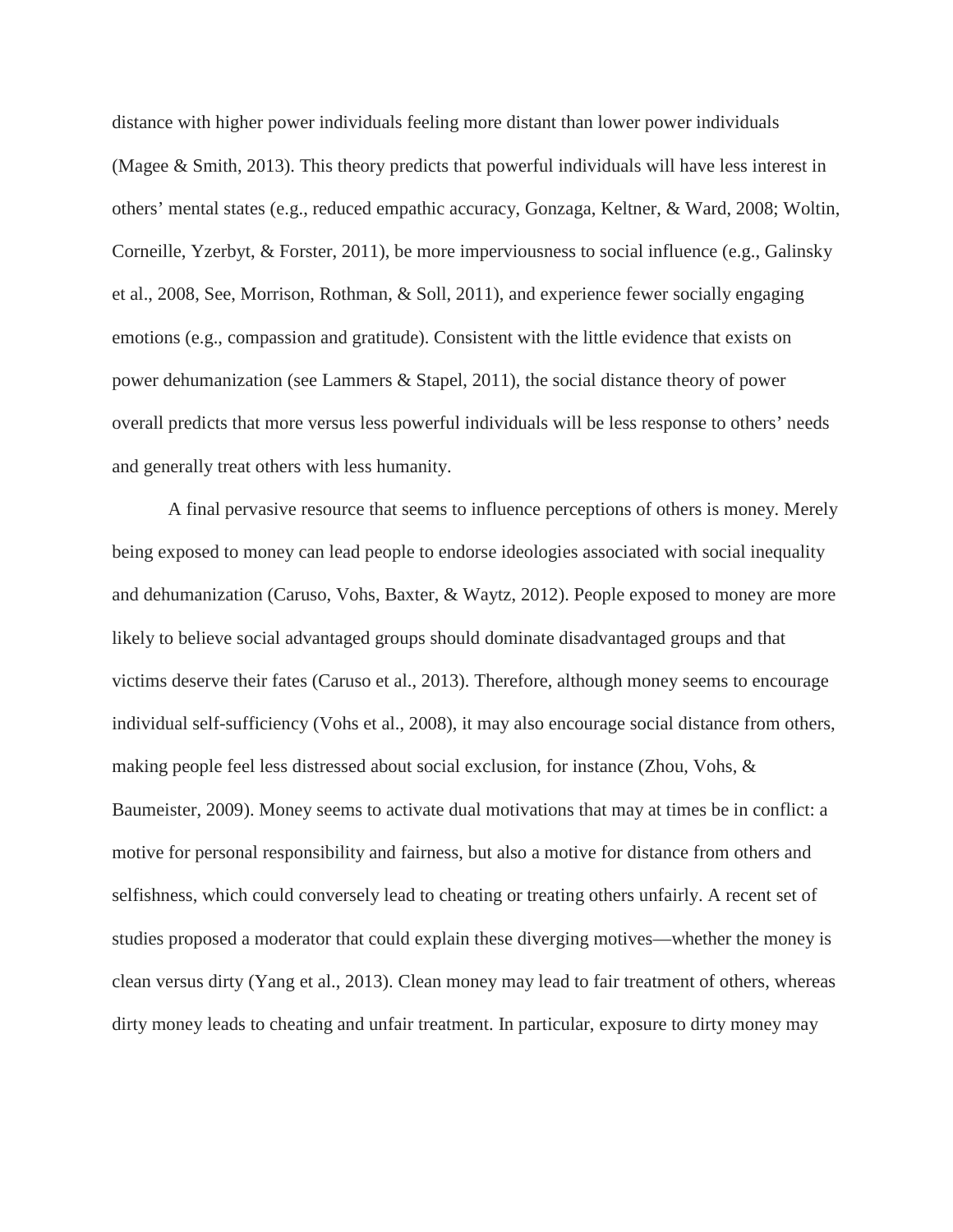distance with higher power individuals feeling more distant than lower power individuals (Magee & Smith, 2013). This theory predicts that powerful individuals will have less interest in others' mental states (e.g., reduced empathic accuracy, Gonzaga, Keltner, & Ward, 2008; Woltin, Corneille, Yzerbyt, & Forster, 2011), be more imperviousness to social influence (e.g., Galinsky et al., 2008, See, Morrison, Rothman, & Soll, 2011), and experience fewer socially engaging emotions (e.g., compassion and gratitude). Consistent with the little evidence that exists on power dehumanization (see Lammers & Stapel, 2011), the social distance theory of power overall predicts that more versus less powerful individuals will be less response to others' needs and generally treat others with less humanity.

A final pervasive resource that seems to influence perceptions of others is money. Merely being exposed to money can lead people to endorse ideologies associated with social inequality and dehumanization (Caruso, Vohs, Baxter, & Waytz, 2012). People exposed to money are more likely to believe social advantaged groups should dominate disadvantaged groups and that victims deserve their fates (Caruso et al., 2013). Therefore, although money seems to encourage individual self-sufficiency (Vohs et al., 2008), it may also encourage social distance from others, making people feel less distressed about social exclusion, for instance (Zhou, Vohs, & Baumeister, 2009). Money seems to activate dual motivations that may at times be in conflict: a motive for personal responsibility and fairness, but also a motive for distance from others and selfishness, which could conversely lead to cheating or treating others unfairly. A recent set of studies proposed a moderator that could explain these diverging motives—whether the money is clean versus dirty (Yang et al., 2013). Clean money may lead to fair treatment of others, whereas dirty money leads to cheating and unfair treatment. In particular, exposure to dirty money may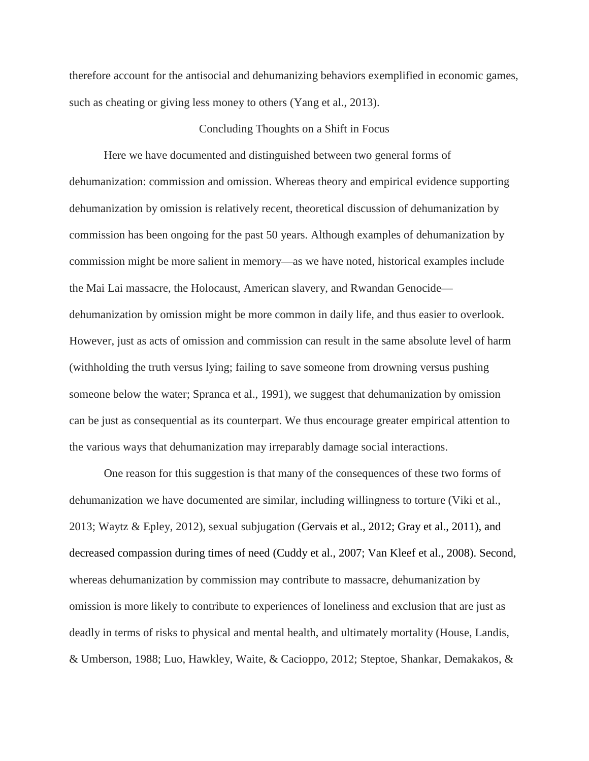therefore account for the antisocial and dehumanizing behaviors exemplified in economic games, such as cheating or giving less money to others (Yang et al., 2013).

## Concluding Thoughts on a Shift in Focus

Here we have documented and distinguished between two general forms of dehumanization: commission and omission. Whereas theory and empirical evidence supporting dehumanization by omission is relatively recent, theoretical discussion of dehumanization by commission has been ongoing for the past 50 years. Although examples of dehumanization by commission might be more salient in memory—as we have noted, historical examples include the Mai Lai massacre, the Holocaust, American slavery, and Rwandan Genocide—dehumanization by omission might be more common in daily life, and thus easier to overlook. However, just as acts of omission and commission can result in the same absolute level of harm (withholding the truth versus lying; failing to save someone from drowning versus pushing someone below the water; Spranca et al., 1991), we suggest that dehumanization by omission can be just as consequential as its counterpart. We thus encourage greater empirical attention to the various ways that dehumanization may irreparably damage social interactions.

One reason for this suggestion is that many of the consequences of these two forms of dehumanization we have documented are similar, including willingness to torture (Viki et al., 2013; Waytz & Epley, 2012), sexual subjugation (Gervais et al., 2012; Gray et al., 2011), and decreased compassion during times of need (Cuddy et al., 2007; Van Kleef et al., 2008). Second, whereas dehumanization by commission may contribute to massacre, dehumanization by omission is more likely to contribute to experiences of loneliness and exclusion that are just as deadly in terms of risks to physical and mental health, and ultimately mortality (House, Landis, & Umberson, 1988; Luo, Hawkley, Waite, & Cacioppo, 2012; Steptoe, Shankar, Demakakos, &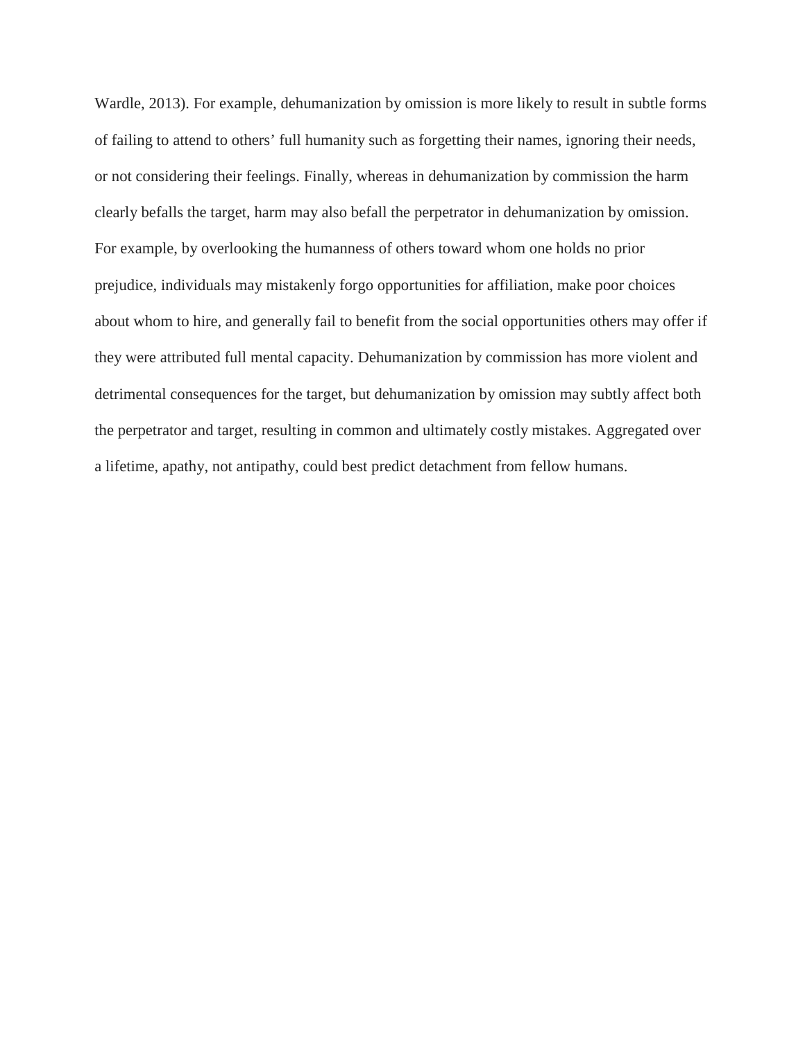Wardle, 2013). For example, dehumanization by omission is more likely to result in subtle forms of failing to attend to others' full humanity such as forgetting their names, ignoring their needs, or not considering their feelings. Finally, whereas in dehumanization by commission the harm clearly befalls the target, harm may also befall the perpetrator in dehumanization by omission. For example, by overlooking the humanness of others toward whom one holds no prior prejudice, individuals may mistakenly forgo opportunities for affiliation, make poor choices about whom to hire, and generally fail to benefit from the social opportunities others may offer if they were attributed full mental capacity. Dehumanization by commission has more violent and detrimental consequences for the target, but dehumanization by omission may subtly affect both the perpetrator and target, resulting in common and ultimately costly mistakes. Aggregated over a lifetime, apathy, not antipathy, could best predict detachment from fellow humans.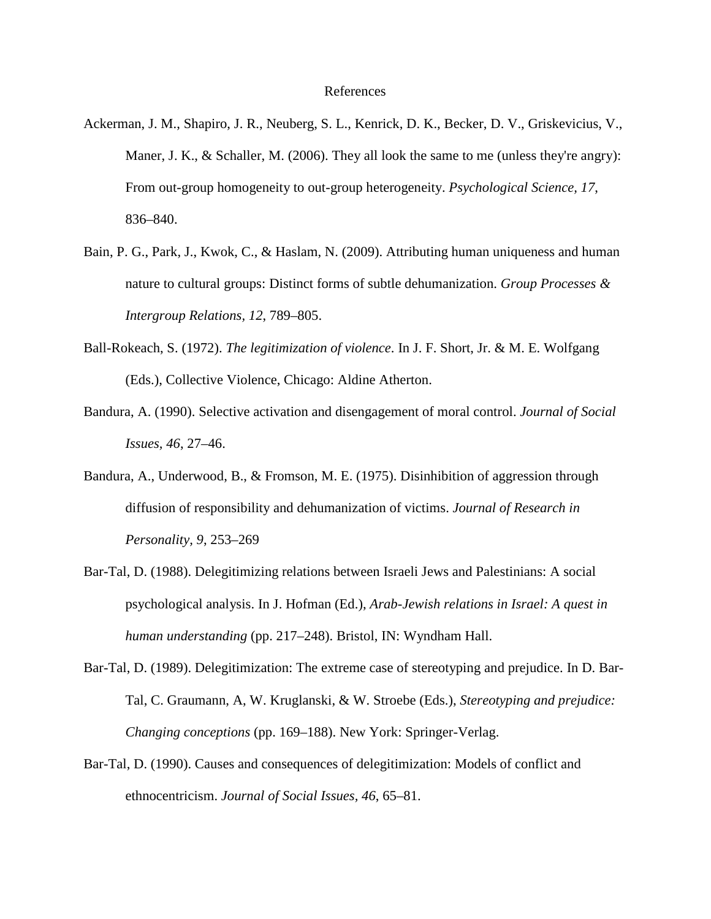# References

Ackerman, J. M., Shapiro, J. R., Neuberg, S. L., Kenrick, D. K., Becker, D. V., Griskevicius, V., Maner, J. K., & Schaller, M. (2006). They all look the same to me (unless they're angry): From out-group homogeneity to out-group heterogeneity. *Psychological Science, 17*, 836–840.

Bain, P. G., Park, J., Kwok, C., & Haslam, N. (2009). Attributing human uniqueness and human nature to cultural groups: Distinct forms of subtle dehumanization. *Group Processes & Intergroup Relations, 12*, 789–805.

Ball-Rokeach, S. (1972). *The legitimization of violence*. In J. F. Short, Jr. & M. E. Wolfgang (Eds.), Collective Violence, Chicago: Aldine Atherton.

Bandura, A. (1990). Selective activation and disengagement of moral control. *Journal of Social Issues, 46*, 27–46.

Bandura, A., Underwood, B., & Fromson, M. E. (1975). Disinhibition of aggression through diffusion of responsibility and dehumanization of victims. *Journal of Research in Personality, 9*, 253–269

Bar-Tal, D. (1988). Delegitimizing relations between Israeli Jews and Palestinians: A social psychological analysis. In J. Hofman (Ed.), *Arab-Jewish relations in Israel: A quest in human understanding* (pp. 217–248). Bristol, IN: Wyndham Hall.

Bar-Tal, D. (1989). Delegitimization: The extreme case of stereotyping and prejudice. In D. Bar-Tal, C. Graumann, A, W. Kruglanski, & W. Stroebe (Eds.), *Stereotyping and prejudice: Changing conceptions* (pp. 169–188). New York: Springer-Verlag.

Bar-Tal, D. (1990). Causes and consequences of delegitimization: Models of conflict and ethnocentricism. *Journal of Social Issues, 46*, 65–81.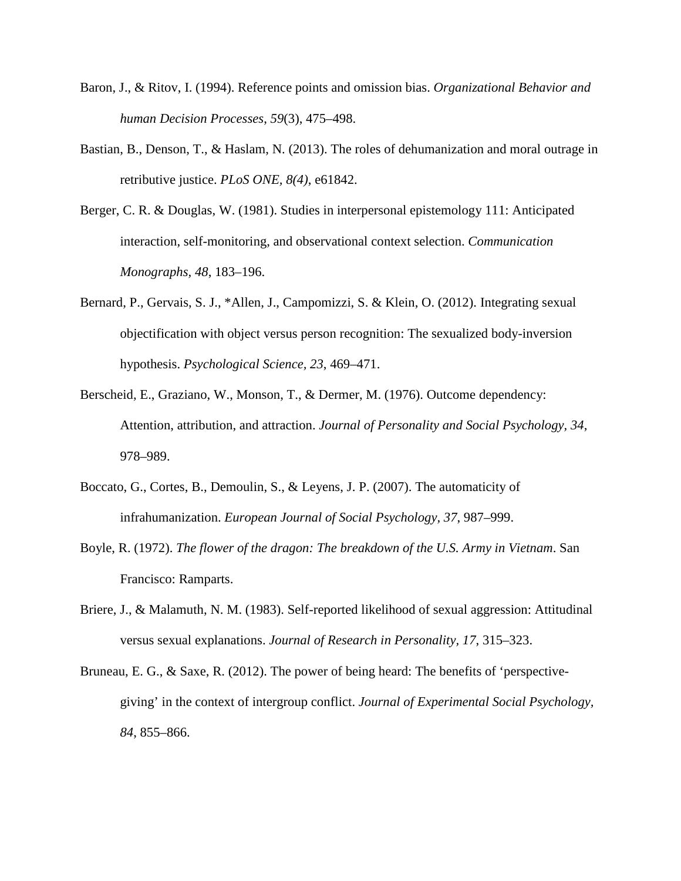Baron, J., & Ritov, I. (1994). Reference points and omission bias. *Organizational Behavior and human Decision Processes*, *59*(3), 475–498.

Bastian, B., Denson, T., & Haslam, N. (2013). The roles of dehumanization and moral outrage in retributive justice. *PLoS ONE, 8(4)*, e61842.

Berger, C. R. & Douglas, W. (1981). Studies in interpersonal epistemology 111: Anticipated interaction, self-monitoring, and observational context selection. *Communication Monographs*, *48*, 183–196.

Bernard, P., Gervais, S. J., *Allen, J., Campomizzi, S. & Klein, O. (2012). Integrating sexual objectification with object versus person recognition: The sexualized body-inversion hypothesis. *Psychological Science, 23*, 469–471.

Berscheid, E., Graziano, W., Monson, T., & Dermer, M. (1976). Outcome dependency: Attention, attribution, and attraction. *Journal of Personality and Social Psychology, 34*, 978–989.

Boccato, G., Cortes, B., Demoulin, S., & Leyens, J. P. (2007). The automaticity of infrahumanization. *European Journal of Social Psychology, 37*, 987–999.

Boyle, R. (1972). *The flower of the dragon: The breakdown of the U.S. Army in Vietnam*. San Francisco: Ramparts.

Briere, J., & Malamuth, N. M. (1983). Self-reported likelihood of sexual aggression: Attitudinal versus sexual explanations. *Journal of Research in Personality, 17*, 315–323.

Bruneau, E. G., & Saxe, R. (2012). The power of being heard: The benefits of 'perspective-giving' in the context of intergroup conflict. *Journal of Experimental Social Psychology, 84*, 855–866.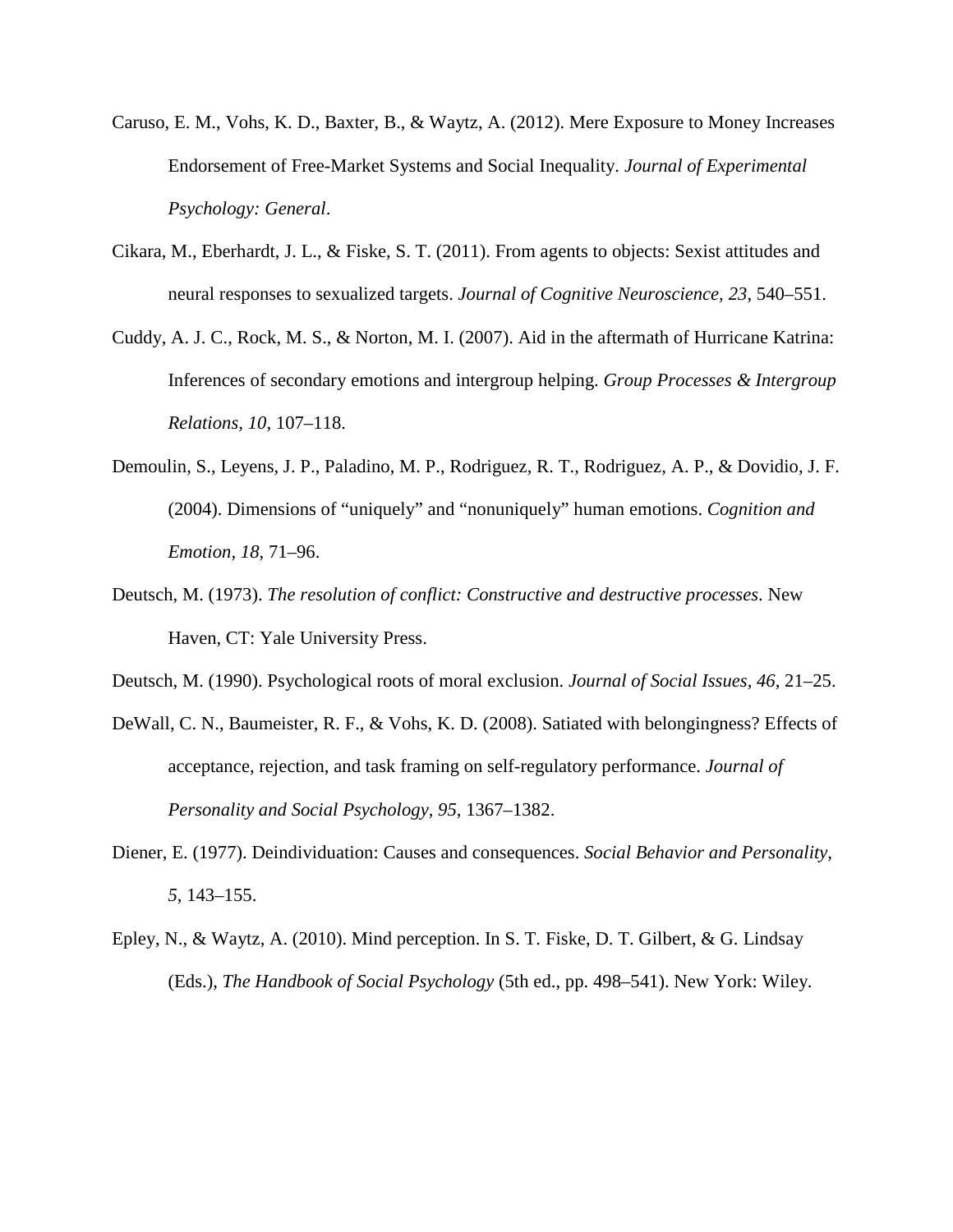Caruso, E. M., Vohs, K. D., Baxter, B., & Waytz, A. (2012). Mere Exposure to Money Increases Endorsement of Free-Market Systems and Social Inequality. *Journal of Experimental Psychology: General*.

Cikara, M., Eberhardt, J. L., & Fiske, S. T. (2011). From agents to objects: Sexist attitudes and neural responses to sexualized targets. *Journal of Cognitive Neuroscience, 23*, 540–551.

Cuddy, A. J. C., Rock, M. S., & Norton, M. I. (2007). Aid in the aftermath of Hurricane Katrina: Inferences of secondary emotions and intergroup helping. *Group Processes & Intergroup Relations*, *10*, 107–118.

Demoulin, S., Leyens, J. P., Paladino, M. P., Rodriguez, R. T., Rodriguez, A. P., & Dovidio, J. F. (2004). Dimensions of "uniquely" and "nonuniquely" human emotions. *Cognition and Emotion, 18*, 71–96.

Deutsch, M. (1973). *The resolution of conflict: Constructive and destructive processes*. New Haven, CT: Yale University Press.

Deutsch, M. (1990). Psychological roots of moral exclusion. *Journal of Social Issues, 46*, 21–25.

DeWall, C. N., Baumeister, R. F., & Vohs, K. D. (2008). Satiated with belongingness? Effects of acceptance, rejection, and task framing on self-regulatory performance. *Journal of Personality and Social Psychology, 95*, 1367–1382.

Diener, E. (1977). Deindividuation: Causes and consequences. *Social Behavior and Personality, 5*, 143–155.

Epley, N., & Waytz, A. (2010). Mind perception. In S. T. Fiske, D. T. Gilbert, & G. Lindsay (Eds.), *The Handbook of Social Psychology* (5th ed., pp. 498–541). New York: Wiley.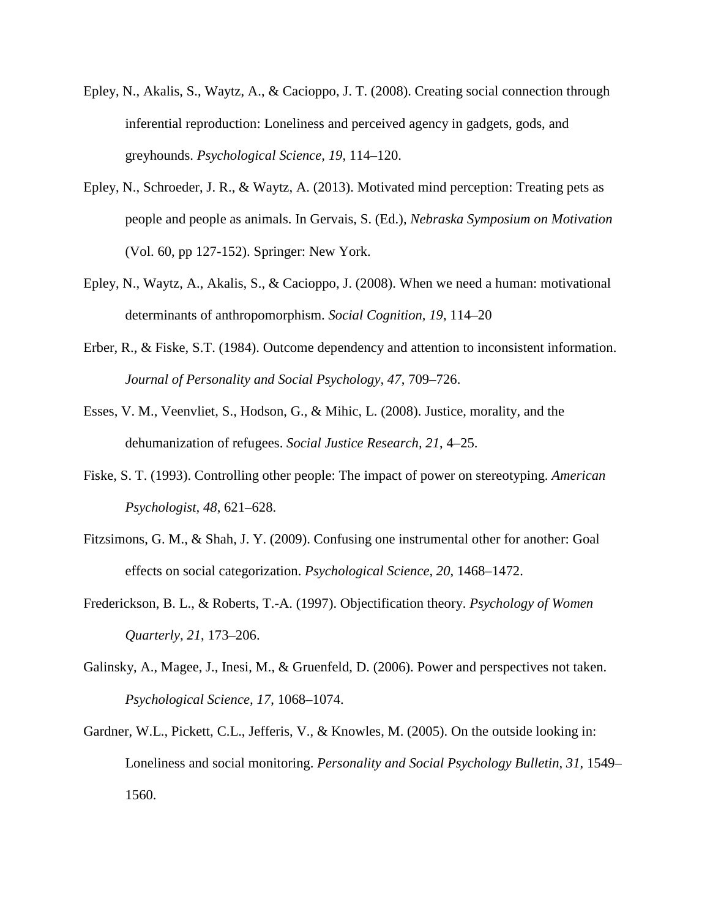Epley, N., Akalis, S., Waytz, A., & Cacioppo, J. T. (2008). Creating social connection through inferential reproduction: Loneliness and perceived agency in gadgets, gods, and greyhounds. *Psychological Science, 19*, 114–120.

Epley, N., Schroeder, J. R., & Waytz, A. (2013). Motivated mind perception: Treating pets as people and people as animals. In Gervais, S. (Ed.), *Nebraska Symposium on Motivation* (Vol. 60, pp 127-152). Springer: New York.

Epley, N., Waytz, A., Akalis, S., & Cacioppo, J. (2008). When we need a human: motivational determinants of anthropomorphism. *Social Cognition, 19*, 114–20

Erber, R., & Fiske, S.T. (1984). Outcome dependency and attention to inconsistent information. *Journal of Personality and Social Psychology, 47*, 709–726.

Esses, V. M., Veenvliet, S., Hodson, G., & Mihic, L. (2008). Justice, morality, and the dehumanization of refugees. *Social Justice Research, 21*, 4–25.

Fiske, S. T. (1993). Controlling other people: The impact of power on stereotyping. *American Psychologist, 48*, 621–628.

Fitzsimons, G. M., & Shah, J. Y. (2009). Confusing one instrumental other for another: Goal effects on social categorization. *Psychological Science, 20*, 1468–1472.

Frederickson, B. L., & Roberts, T.-A. (1997). Objectification theory. *Psychology of Women Quarterly, 21*, 173–206.

Galinsky, A., Magee, J., Inesi, M., & Gruenfeld, D. (2006). Power and perspectives not taken. *Psychological Science, 17*, 1068–1074.

Gardner, W.L., Pickett, C.L., Jefferis, V., & Knowles, M. (2005). On the outside looking in: Loneliness and social monitoring. *Personality and Social Psychology Bulletin, 31*, 1549–1560.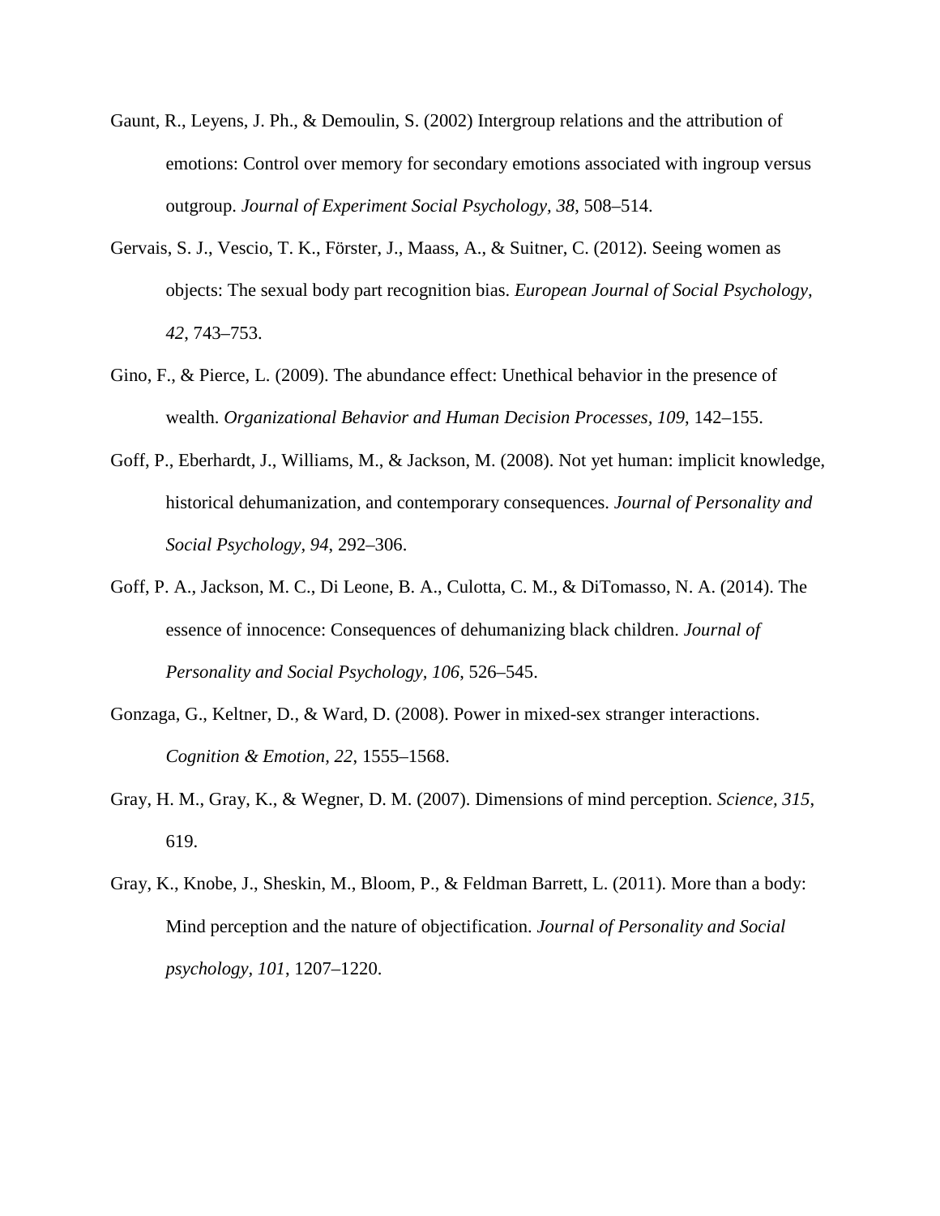Gaunt, R., Leyens, J. Ph., & Demoulin, S. (2002) Intergroup relations and the attribution of emotions: Control over memory for secondary emotions associated with ingroup versus outgroup. *Journal of Experiment Social Psychology, 38*, 508–514.

Gervais, S. J., Vescio, T. K., Förster, J., Maass, A., & Suitner, C. (2012). Seeing women as objects: The sexual body part recognition bias. *European Journal of Social Psychology, 42*, 743–753.

Gino, F., & Pierce, L. (2009). The abundance effect: Unethical behavior in the presence of wealth. *Organizational Behavior and Human Decision Processes, 109*, 142–155.

Goff, P., Eberhardt, J., Williams, M., & Jackson, M. (2008). Not yet human: implicit knowledge, historical dehumanization, and contemporary consequences. *Journal of Personality and Social Psychology, 94*, 292–306.

Goff, P. A., Jackson, M. C., Di Leone, B. A., Culotta, C. M., & DiTomasso, N. A. (2014). The essence of innocence: Consequences of dehumanizing black children. *Journal of Personality and Social Psychology, 106*, 526–545.

Gonzaga, G., Keltner, D., & Ward, D. (2008). Power in mixed-sex stranger interactions. *Cognition & Emotion, 22*, 1555–1568.

Gray, H. M., Gray, K., & Wegner, D. M. (2007). Dimensions of mind perception. *Science, 315*, 619.

Gray, K., Knobe, J., Sheskin, M., Bloom, P., & Feldman Barrett, L. (2011). More than a body: Mind perception and the nature of objectification. *Journal of Personality and Social psychology, 101*, 1207–1220.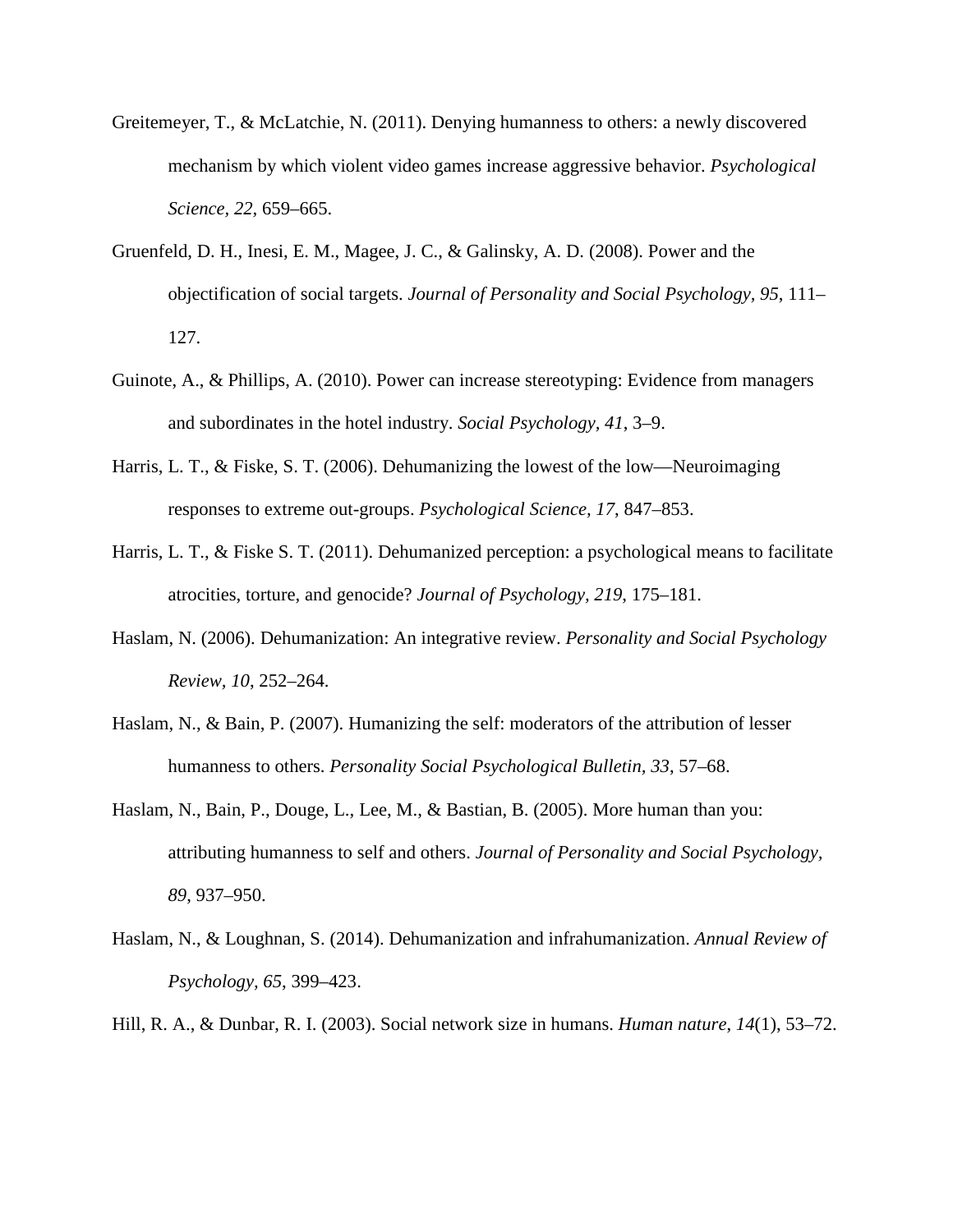Greitemeyer, T., & McLatchie, N. (2011). Denying humanness to others: a newly discovered mechanism by which violent video games increase aggressive behavior. *Psychological Science, 22*, 659–665.

Gruenfeld, D. H., Inesi, E. M., Magee, J. C., & Galinsky, A. D. (2008). Power and the objectification of social targets. *Journal of Personality and Social Psychology, 95*, 111–127.

Guinote, A., & Phillips, A. (2010). Power can increase stereotyping: Evidence from managers and subordinates in the hotel industry. *Social Psychology*, *41*, 3–9.

Harris, L. T., & Fiske, S. T. (2006). Dehumanizing the lowest of the low—Neuroimaging responses to extreme out-groups. *Psychological Science*, *17*, 847–853.

Harris, L. T., & Fiske S. T. (2011). Dehumanized perception: a psychological means to facilitate atrocities, torture, and genocide? *Journal of Psychology*, *219*, 175–181.

Haslam, N. (2006). Dehumanization: An integrative review. *Personality and Social Psychology Review, 10*, 252–264.

Haslam, N., & Bain, P. (2007). Humanizing the self: moderators of the attribution of lesser humanness to others. *Personality Social Psychological Bulletin, 33*, 57–68.

Haslam, N., Bain, P., Douge, L., Lee, M., & Bastian, B. (2005). More human than you: attributing humanness to self and others. *Journal of Personality and Social Psychology, 89*, 937–950.

Haslam, N., & Loughnan, S. (2014). Dehumanization and infrahumanization. *Annual Review of Psychology, 65*, 399–423.

Hill, R. A., & Dunbar, R. I. (2003). Social network size in humans. *Human nature*, *14*(1), 53–72.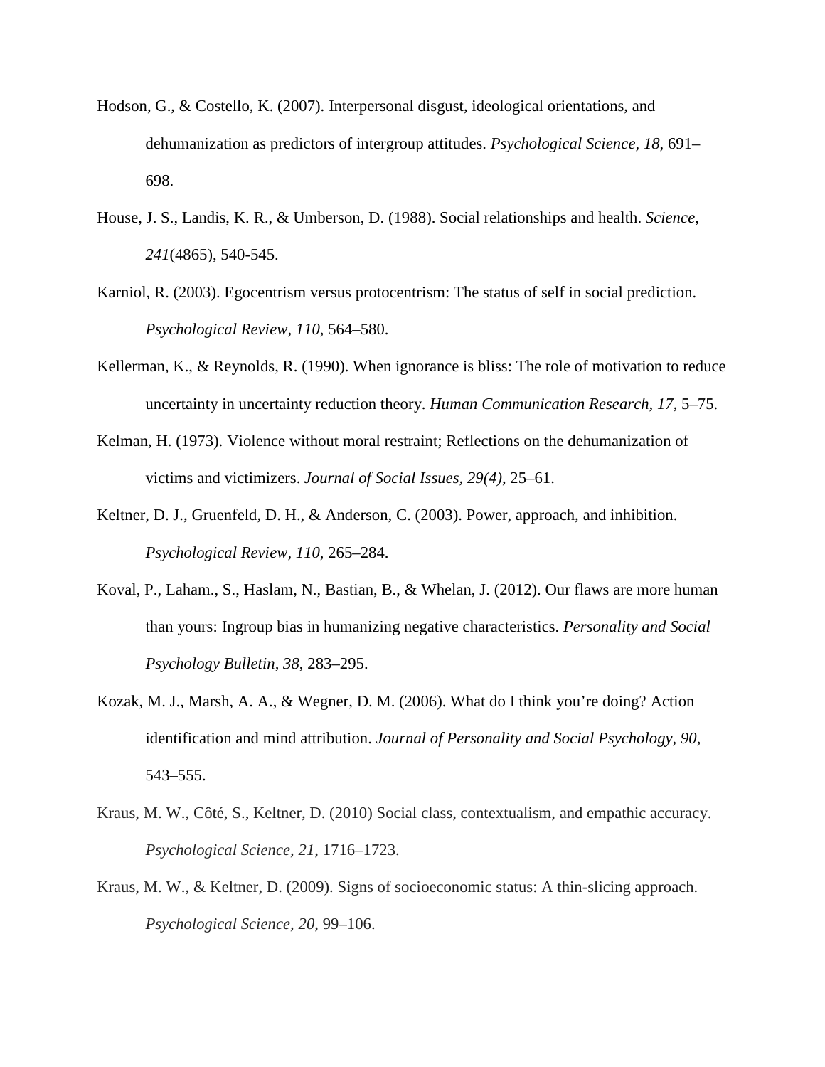Hodson, G., & Costello, K. (2007). Interpersonal disgust, ideological orientations, and dehumanization as predictors of intergroup attitudes. *Psychological Science, 18*, 691–698.

House, J. S., Landis, K. R., & Umberson, D. (1988). Social relationships and health. *Science, 241*(4865), 540-545.

Karniol, R. (2003). Egocentrism versus protocentrism: The status of self in social prediction. *Psychological Review*, *110*, 564–580.

Kellerman, K., & Reynolds, R. (1990). When ignorance is bliss: The role of motivation to reduce uncertainty in uncertainty reduction theory. *Human Communication Research*, *17*, 5–75.

Kelman, H. (1973). Violence without moral restraint; Reflections on the dehumanization of victims and victimizers. *Journal of Social Issues, 29(4)*, 25–61.

Keltner, D. J., Gruenfeld, D. H., & Anderson, C. (2003). Power, approach, and inhibition. *Psychological Review*, *110*, 265–284.

Koval, P., Laham., S., Haslam, N., Bastian, B., & Whelan, J. (2012). Our flaws are more human than yours: Ingroup bias in humanizing negative characteristics. *Personality and Social Psychology Bulletin*, *38*, 283–295.

Kozak, M. J., Marsh, A. A., & Wegner, D. M. (2006). What do I think you're doing? Action identification and mind attribution. *Journal of Personality and Social Psychology, 90*, 543–555.

Kraus, M. W., Côté, S., Keltner, D. (2010) Social class, contextualism, and empathic accuracy. *Psychological Science*, *21*, 1716–1723.

Kraus, M. W., & Keltner, D. (2009). Signs of socioeconomic status: A thin-slicing approach. *Psychological Science*, *20*, 99–106.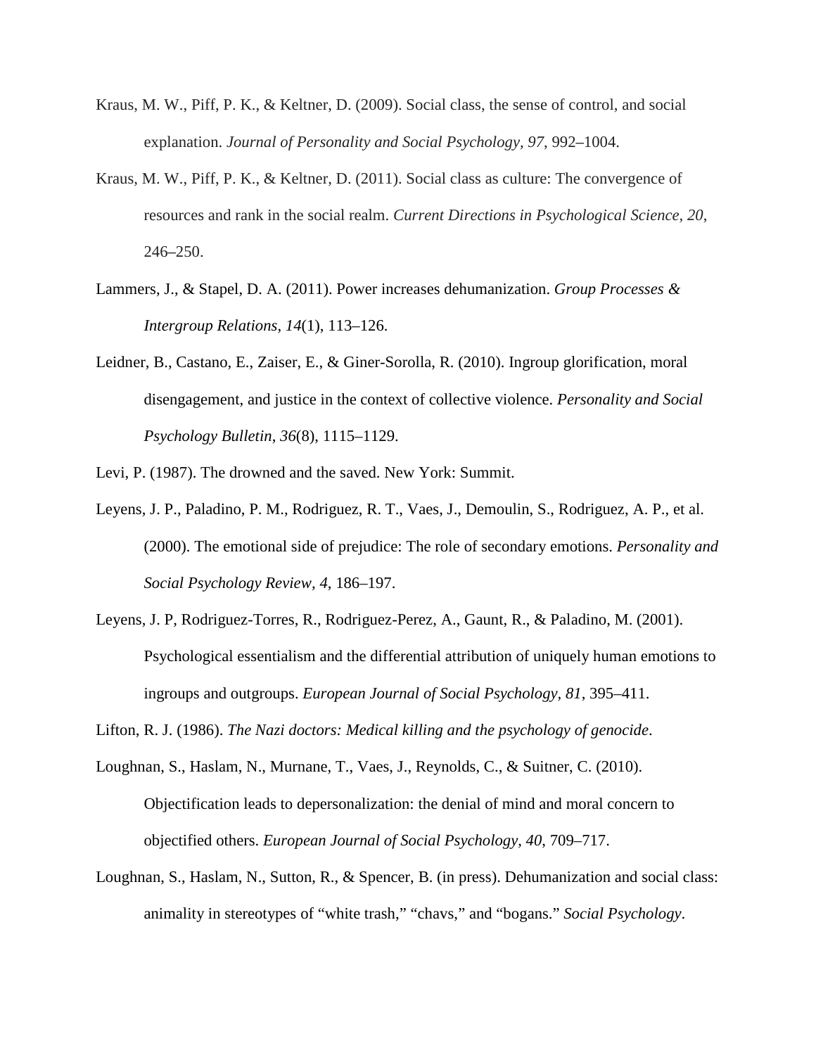Kraus, M. W., Piff, P. K., & Keltner, D. (2009). Social class, the sense of control, and social explanation. *Journal of Personality and Social Psychology, 97*, 992–1004.

Kraus, M. W., Piff, P. K., & Keltner, D. (2011). Social class as culture: The convergence of resources and rank in the social realm. *Current Directions in Psychological Science, 20*, 246–250.

Lammers, J., & Stapel, D. A. (2011). Power increases dehumanization. *Group Processes & Intergroup Relations*, *14*(1), 113–126.

Leidner, B., Castano, E., Zaiser, E., & Giner-Sorolla, R. (2010). Ingroup glorification, moral disengagement, and justice in the context of collective violence. *Personality and Social Psychology Bulletin*, *36*(8), 1115–1129.

Levi, P. (1987). The drowned and the saved. New York: Summit.

Leyens, J. P., Paladino, P. M., Rodriguez, R. T., Vaes, J., Demoulin, S., Rodriguez, A. P., et al. (2000). The emotional side of prejudice: The role of secondary emotions. *Personality and Social Psychology Review, 4*, 186–197.

Leyens, J. P, Rodriguez-Torres, R., Rodriguez-Perez, A., Gaunt, R., & Paladino, M. (2001). Psychological essentialism and the differential attribution of uniquely human emotions to ingroups and outgroups. *European Journal of Social Psychology, 81*, 395–411.

Lifton, R. J. (1986). *The Nazi doctors: Medical killing and the psychology of genocide*.

Loughnan, S., Haslam, N., Murnane, T., Vaes, J., Reynolds, C., & Suitner, C. (2010). Objectification leads to depersonalization: the denial of mind and moral concern to objectified others. *European Journal of Social Psychology, 40*, 709–717.

Loughnan, S., Haslam, N., Sutton, R., & Spencer, B. (in press). Dehumanization and social class: animality in stereotypes of "white trash," "chavs," and "bogans." *Social Psychology*.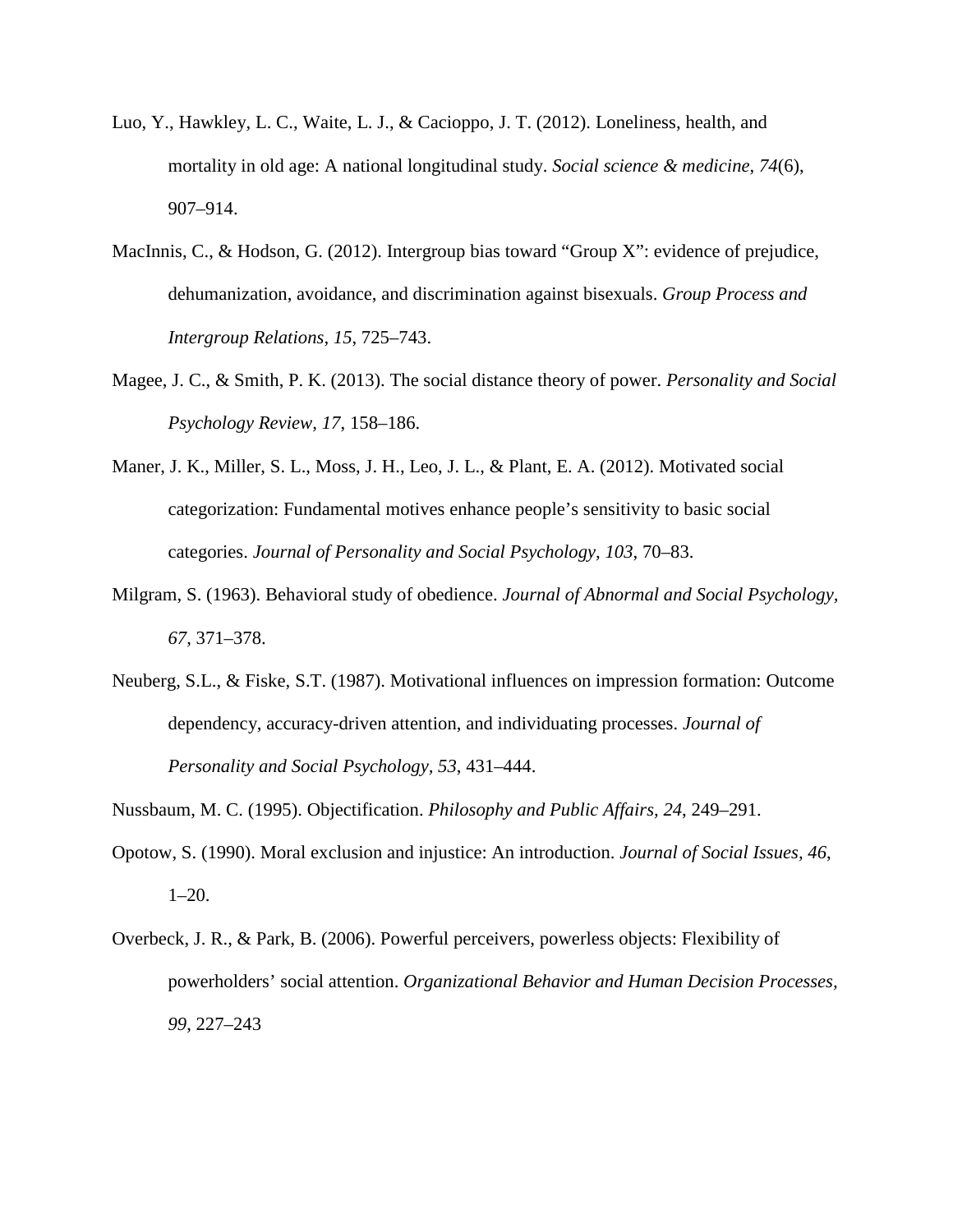Luo, Y., Hawkley, L. C., Waite, L. J., & Cacioppo, J. T. (2012). Loneliness, health, and mortality in old age: A national longitudinal study. *Social science & medicine*, *74*(6), 907–914.

MacInnis, C., & Hodson, G. (2012). Intergroup bias toward "Group X": evidence of prejudice, dehumanization, avoidance, and discrimination against bisexuals. *Group Process and Intergroup Relations*, *15*, 725–743.

Magee, J. C., & Smith, P. K. (2013). The social distance theory of power. *Personality and Social Psychology Review, 17*, 158–186.

Maner, J. K., Miller, S. L., Moss, J. H., Leo, J. L., & Plant, E. A. (2012). Motivated social categorization: Fundamental motives enhance people's sensitivity to basic social categories. *Journal of Personality and Social Psychology*, *103*, 70–83.

Milgram, S. (1963). Behavioral study of obedience. *Journal of Abnormal and Social Psychology*, *67*, 371–378.

Neuberg, S.L., & Fiske, S.T. (1987). Motivational influences on impression formation: Outcome dependency, accuracy-driven attention, and individuating processes. *Journal of Personality and Social Psychology, 53*, 431–444.

Nussbaum, M. C. (1995). Objectification. *Philosophy and Public Affairs, 24*, 249–291.

Opotow, S. (1990). Moral exclusion and injustice: An introduction. *Journal of Social Issues, 46*, 1–20.

Overbeck, J. R., & Park, B. (2006). Powerful perceivers, powerless objects: Flexibility of powerholders' social attention. *Organizational Behavior and Human Decision Processes*, *99*, 227–243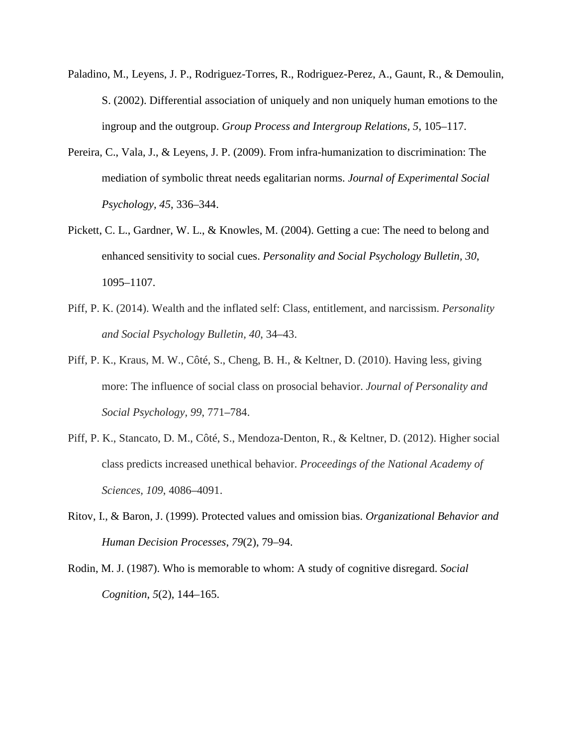Paladino, M., Leyens, J. P., Rodriguez-Torres, R., Rodriguez-Perez, A., Gaunt, R., & Demoulin, S. (2002). Differential association of uniquely and non uniquely human emotions to the ingroup and the outgroup. *Group Process and Intergroup Relations*, *5*, 105–117.

Pereira, C., Vala, J., & Leyens, J. P. (2009). From infra-humanization to discrimination: The mediation of symbolic threat needs egalitarian norms. *Journal of Experimental Social Psychology, 45*, 336–344.

Pickett, C. L., Gardner, W. L., & Knowles, M. (2004). Getting a cue: The need to belong and enhanced sensitivity to social cues. *Personality and Social Psychology Bulletin, 30*, 1095–1107.

Piff, P. K. (2014). Wealth and the inflated self: Class, entitlement, and narcissism. *Personality and Social Psychology Bulletin, 40*, 34–43.

Piff, P. K., Kraus, M. W., Côté, S., Cheng, B. H., & Keltner, D. (2010). Having less, giving more: The influence of social class on prosocial behavior. *Journal of Personality and Social Psychology, 99*, 771–784.

Piff, P. K., Stancato, D. M., Côté, S., Mendoza-Denton, R., & Keltner, D. (2012). Higher social class predicts increased unethical behavior. *Proceedings of the National Academy of Sciences, 109*, 4086–4091.

Ritov, I., & Baron, J. (1999). Protected values and omission bias. *Organizational Behavior and Human Decision Processes*, *79*(2), 79–94.

Rodin, M. J. (1987). Who is memorable to whom: A study of cognitive disregard. *Social Cognition*, *5*(2), 144–165.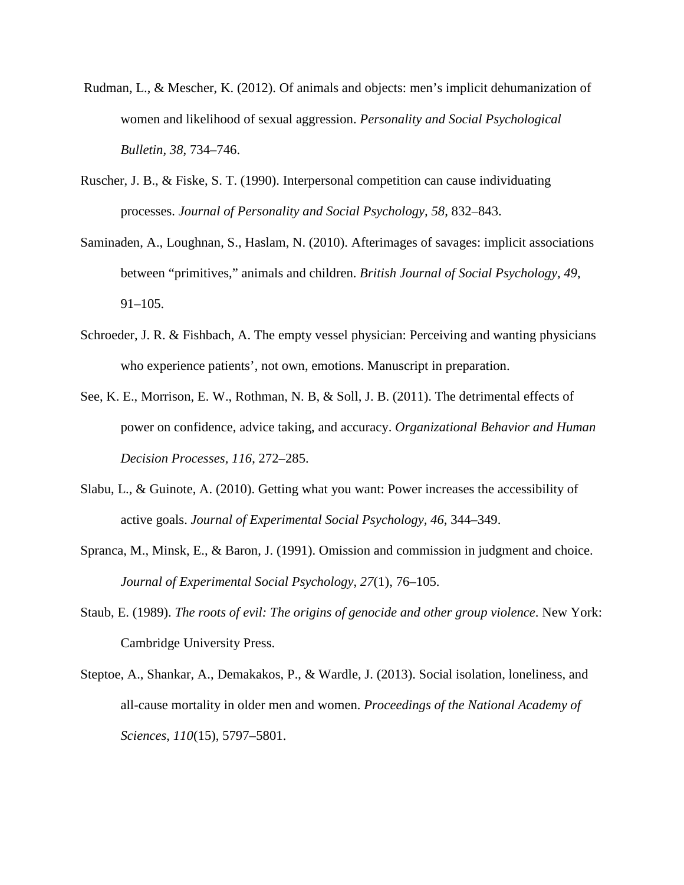Rudman, L., & Mescher, K. (2012). Of animals and objects: men's implicit dehumanization of women and likelihood of sexual aggression. *Personality and Social Psychological Bulletin, 38*, 734–746.

Ruscher, J. B., & Fiske, S. T. (1990). Interpersonal competition can cause individuating processes. *Journal of Personality and Social Psychology, 58*, 832–843.

Saminaden, A., Loughnan, S., Haslam, N. (2010). Afterimages of savages: implicit associations between "primitives," animals and children. *British Journal of Social Psychology, 49*, 91–105.

Schroeder, J. R. & Fishbach, A. The empty vessel physician: Perceiving and wanting physicians who experience patients', not own, emotions. Manuscript in preparation.

See, K. E., Morrison, E. W., Rothman, N. B, & Soll, J. B. (2011). The detrimental effects of power on confidence, advice taking, and accuracy. *Organizational Behavior and Human Decision Processes, 116*, 272–285.

Slabu, L., & Guinote, A. (2010). Getting what you want: Power increases the accessibility of active goals. *Journal of Experimental Social Psychology, 46*, 344–349.

Spranca, M., Minsk, E., & Baron, J. (1991). Omission and commission in judgment and choice. *Journal of Experimental Social Psychology*, *27*(1), 76–105.

Staub, E. (1989). *The roots of evil: The origins of genocide and other group violence*. New York: Cambridge University Press.

Steptoe, A., Shankar, A., Demakakos, P., & Wardle, J. (2013). Social isolation, loneliness, and all-cause mortality in older men and women. *Proceedings of the National Academy of Sciences*, *110*(15), 5797–5801.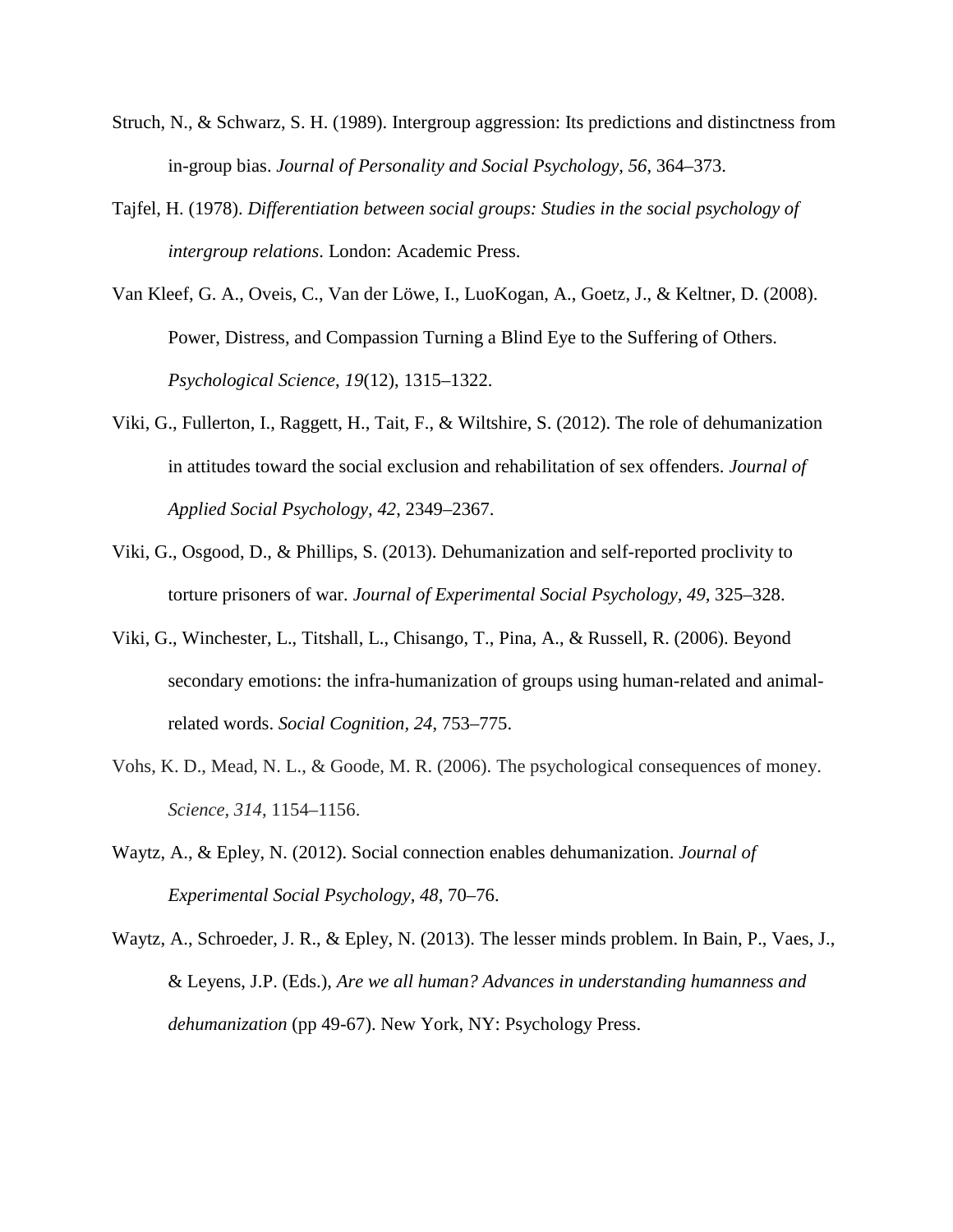Struch, N., & Schwarz, S. H. (1989). Intergroup aggression: Its predictions and distinctness from in-group bias. *Journal of Personality and Social Psychology, 56*, 364–373.

Tajfel, H. (1978). *Differentiation between social groups: Studies in the social psychology of intergroup relations*. London: Academic Press.

Van Kleef, G. A., Oveis, C., Van der Löwe, I., LuoKogan, A., Goetz, J., & Keltner, D. (2008). Power, Distress, and Compassion Turning a Blind Eye to the Suffering of Others. *Psychological Science*, *19*(12), 1315–1322.

Viki, G., Fullerton, I., Raggett, H., Tait, F., & Wiltshire, S. (2012). The role of dehumanization in attitudes toward the social exclusion and rehabilitation of sex offenders. *Journal of Applied Social Psychology, 42*, 2349–2367.

Viki, G., Osgood, D., & Phillips, S. (2013). Dehumanization and self-reported proclivity to torture prisoners of war. *Journal of Experimental Social Psychology, 49*, 325–328.

Viki, G., Winchester, L., Titshall, L., Chisango, T., Pina, A., & Russell, R. (2006). Beyond secondary emotions: the infra-humanization of groups using human-related and animal-related words. *Social Cognition, 24*, 753–775.

Vohs, K. D., Mead, N. L., & Goode, M. R. (2006). The psychological consequences of money. *Science, 314*, 1154–1156.

Waytz, A., & Epley, N. (2012). Social connection enables dehumanization. *Journal of Experimental Social Psychology, 48*, 70–76.

Waytz, A., Schroeder, J. R., & Epley, N. (2013). The lesser minds problem. In Bain, P., Vaes, J., & Leyens, J.P. (Eds.), *Are we all human? Advances in understanding humanness and dehumanization* (pp 49-67). New York, NY: Psychology Press.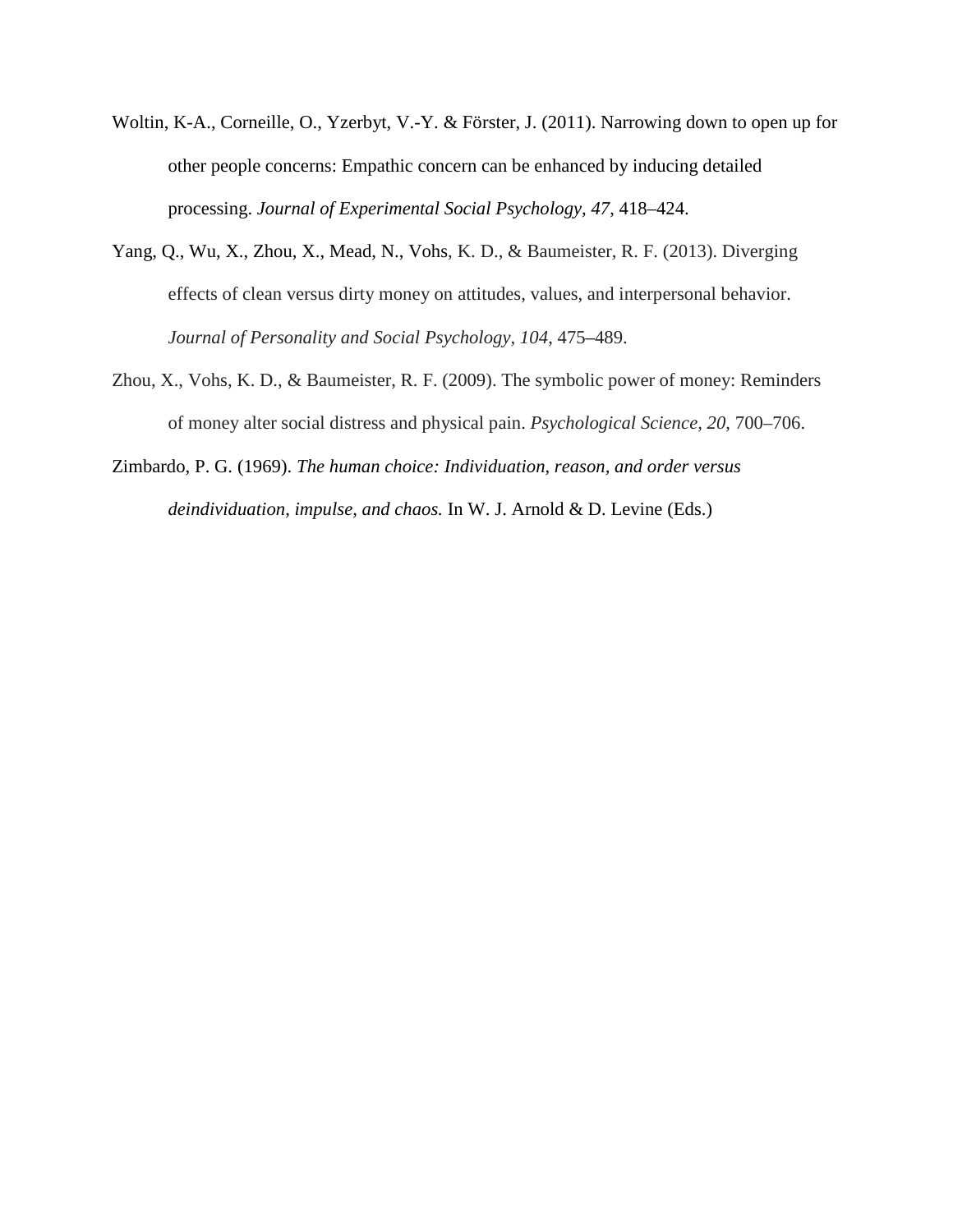Woltin, K-A., Corneille, O., Yzerbyt, V.-Y. & Förster, J. (2011). Narrowing down to open up for other people concerns: Empathic concern can be enhanced by inducing detailed processing. *Journal of Experimental Social Psychology, 47*, 418–424.

Yang, Q., Wu, X., Zhou, X., Mead, N., Vohs, K. D., & Baumeister, R. F. (2013). Diverging effects of clean versus dirty money on attitudes, values, and interpersonal behavior. *Journal of Personality and Social Psychology, 104*, 475–489.

Zhou, X., Vohs, K. D., & Baumeister, R. F. (2009). The symbolic power of money: Reminders of money alter social distress and physical pain. *Psychological Science, 20*, 700–706.

Zimbardo, P. G. (1969). *The human choice: Individuation, reason, and order versus deindividuation, impulse, and chaos.* In W. J. Arnold & D. Levine (Eds.)